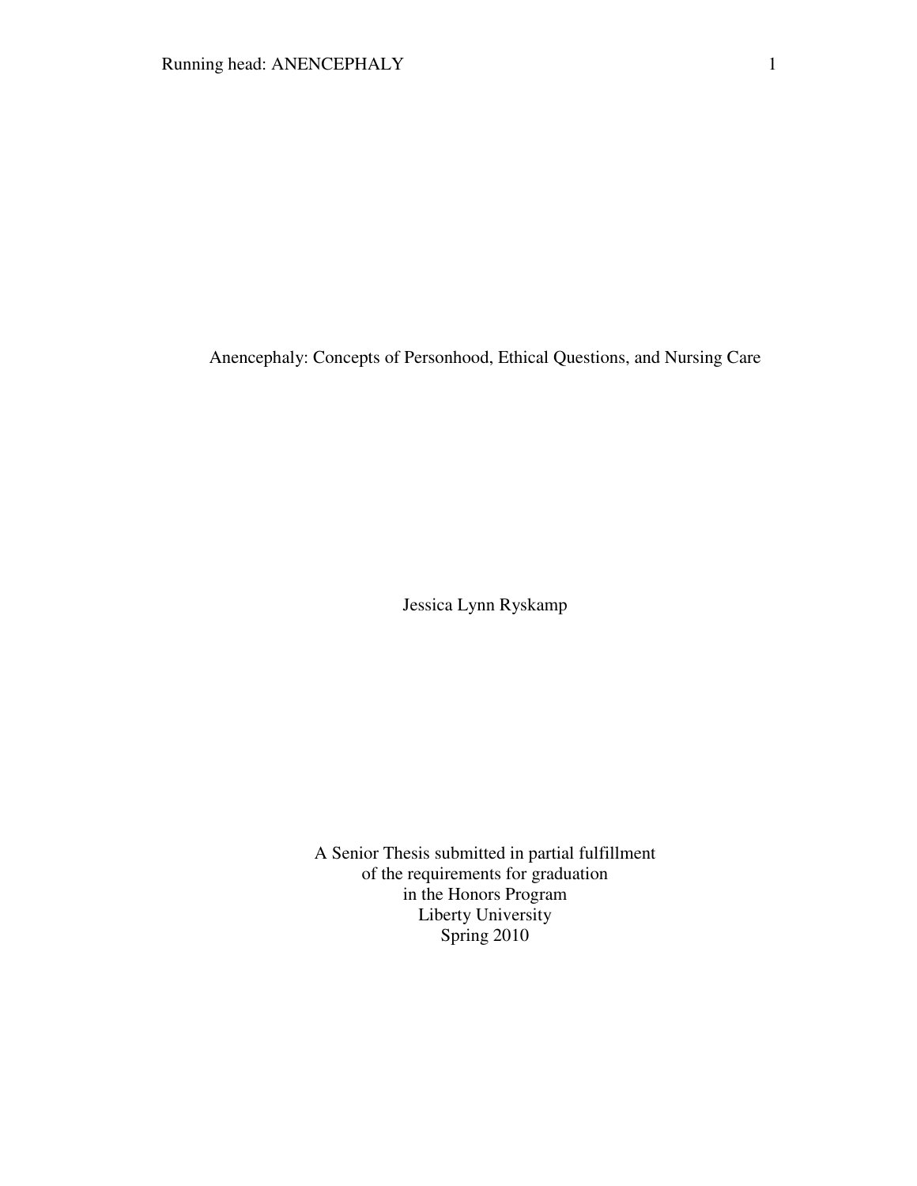# Anencephaly: Concepts of Personhood, Ethical Questions, and Nursing Care

Jessica Lynn Ryskamp

A Senior Thesis submitted in partial fulfillment
of the requirements for graduation
in the Honors Program
Liberty University
Spring 2010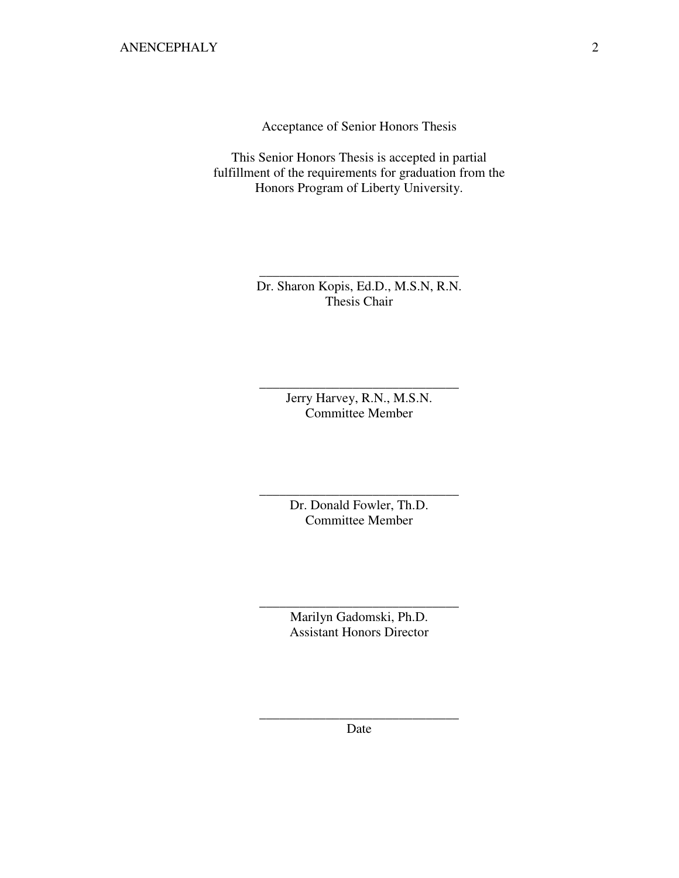Acceptance of Senior Honors Thesis

This Senior Honors Thesis is accepted in partial fulfillment of the requirements for graduation from the Honors Program of Liberty University.

______________________________
Dr. Sharon Kopis, Ed.D., M.S.N, R.N.
Thesis Chair

______________________________
Jerry Harvey, R.N., M.S.N.
Committee Member

______________________________
Dr. Donald Fowler, Th.D.
Committee Member

______________________________
Marilyn Gadomski, Ph.D.
Assistant Honors Director

______________________________
Date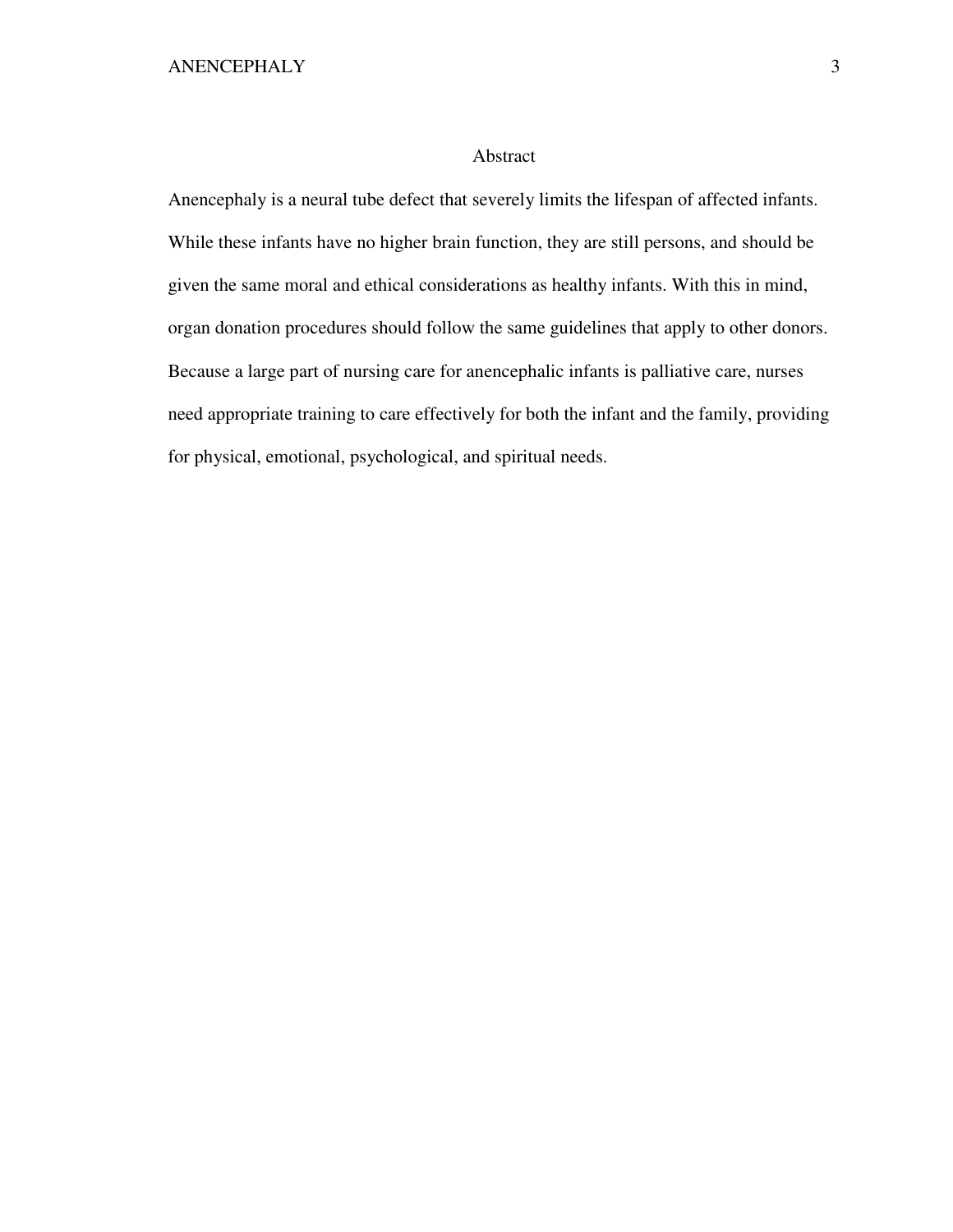## Abstract

Anencephaly is a neural tube defect that severely limits the lifespan of affected infants. While these infants have no higher brain function, they are still persons, and should be given the same moral and ethical considerations as healthy infants. With this in mind, organ donation procedures should follow the same guidelines that apply to other donors. Because a large part of nursing care for anencephalic infants is palliative care, nurses need appropriate training to care effectively for both the infant and the family, providing for physical, emotional, psychological, and spiritual needs.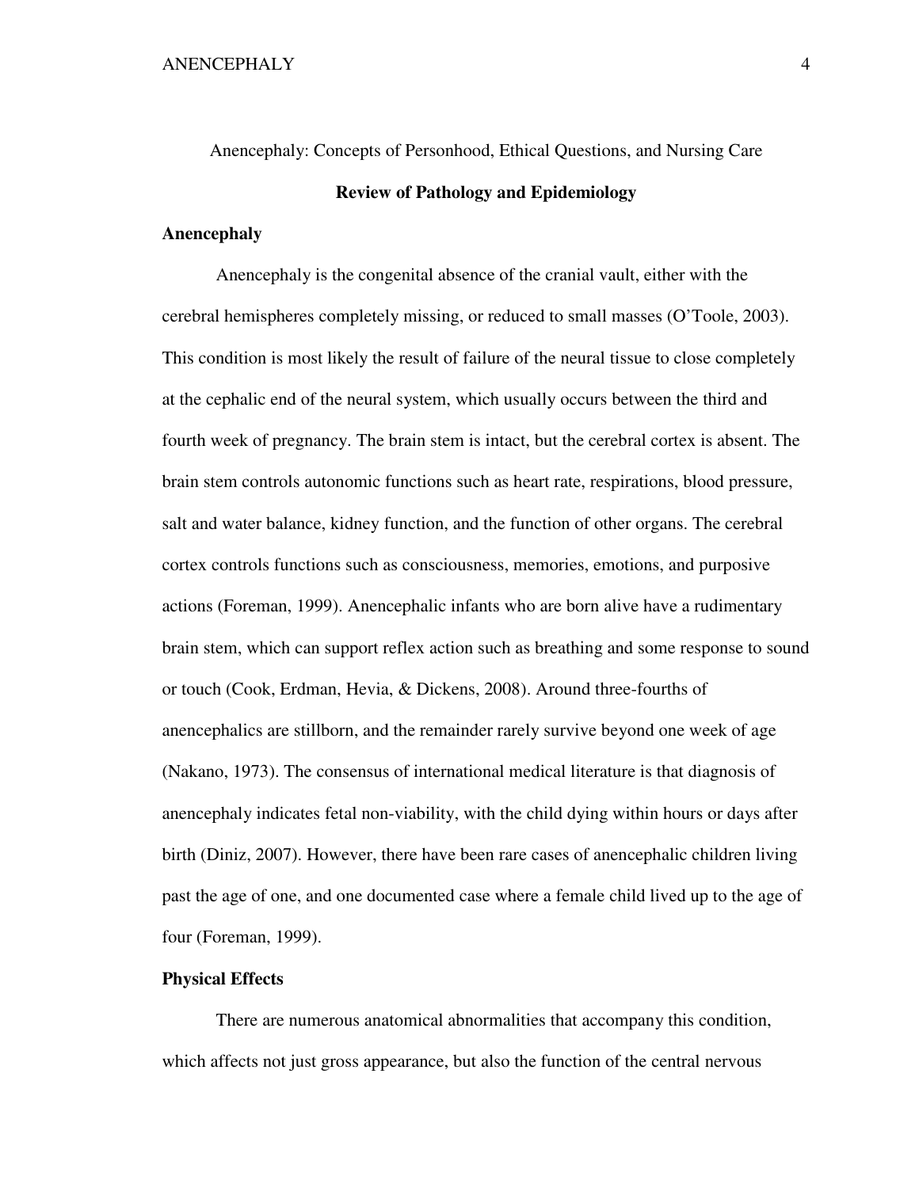Anencephaly: Concepts of Personhood, Ethical Questions, and Nursing Care

## Review of Pathology and Epidemiology

### Anencephaly

Anencephaly is the congenital absence of the cranial vault, either with the cerebral hemispheres completely missing, or reduced to small masses (O'Toole, 2003). This condition is most likely the result of failure of the neural tissue to close completely at the cephalic end of the neural system, which usually occurs between the third and fourth week of pregnancy. The brain stem is intact, but the cerebral cortex is absent. The brain stem controls autonomic functions such as heart rate, respirations, blood pressure, salt and water balance, kidney function, and the function of other organs. The cerebral cortex controls functions such as consciousness, memories, emotions, and purposive actions (Foreman, 1999). Anencephalic infants who are born alive have a rudimentary brain stem, which can support reflex action such as breathing and some response to sound or touch (Cook, Erdman, Hevia, & Dickens, 2008). Around three-fourths of anencephalics are stillborn, and the remainder rarely survive beyond one week of age (Nakano, 1973). The consensus of international medical literature is that diagnosis of anencephaly indicates fetal non-viability, with the child dying within hours or days after birth (Diniz, 2007). However, there have been rare cases of anencephalic children living past the age of one, and one documented case where a female child lived up to the age of four (Foreman, 1999).

### Physical Effects

There are numerous anatomical abnormalities that accompany this condition, which affects not just gross appearance, but also the function of the central nervous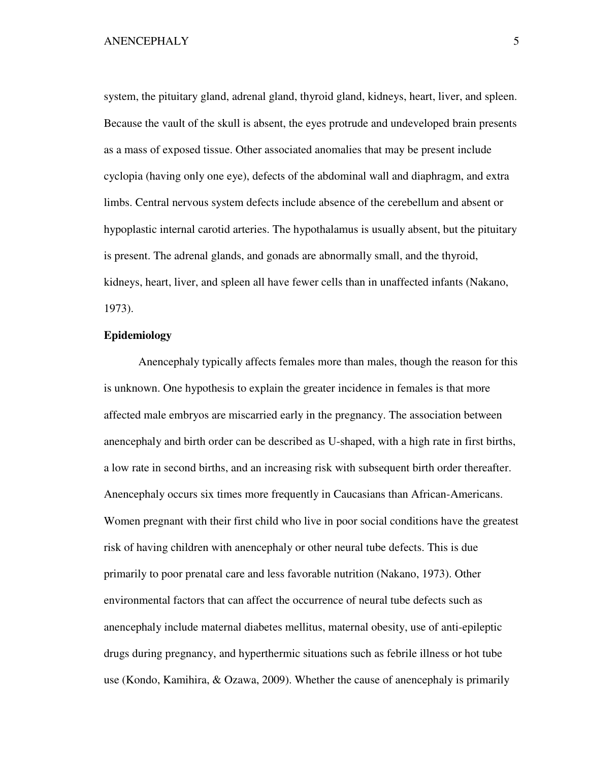system, the pituitary gland, adrenal gland, thyroid gland, kidneys, heart, liver, and spleen. Because the vault of the skull is absent, the eyes protrude and undeveloped brain presents as a mass of exposed tissue. Other associated anomalies that may be present include cyclopia (having only one eye), defects of the abdominal wall and diaphragm, and extra limbs. Central nervous system defects include absence of the cerebellum and absent or hypoplastic internal carotid arteries. The hypothalamus is usually absent, but the pituitary is present. The adrenal glands, and gonads are abnormally small, and the thyroid, kidneys, heart, liver, and spleen all have fewer cells than in unaffected infants (Nakano, 1973).

**Epidemiology**

Anencephaly typically affects females more than males, though the reason for this is unknown. One hypothesis to explain the greater incidence in females is that more affected male embryos are miscarried early in the pregnancy. The association between anencephaly and birth order can be described as U-shaped, with a high rate in first births, a low rate in second births, and an increasing risk with subsequent birth order thereafter. Anencephaly occurs six times more frequently in Caucasians than African-Americans. Women pregnant with their first child who live in poor social conditions have the greatest risk of having children with anencephaly or other neural tube defects. This is due primarily to poor prenatal care and less favorable nutrition (Nakano, 1973). Other environmental factors that can affect the occurrence of neural tube defects such as anencephaly include maternal diabetes mellitus, maternal obesity, use of anti-epileptic drugs during pregnancy, and hyperthermic situations such as febrile illness or hot tube use (Kondo, Kamihira, & Ozawa, 2009). Whether the cause of anencephaly is primarily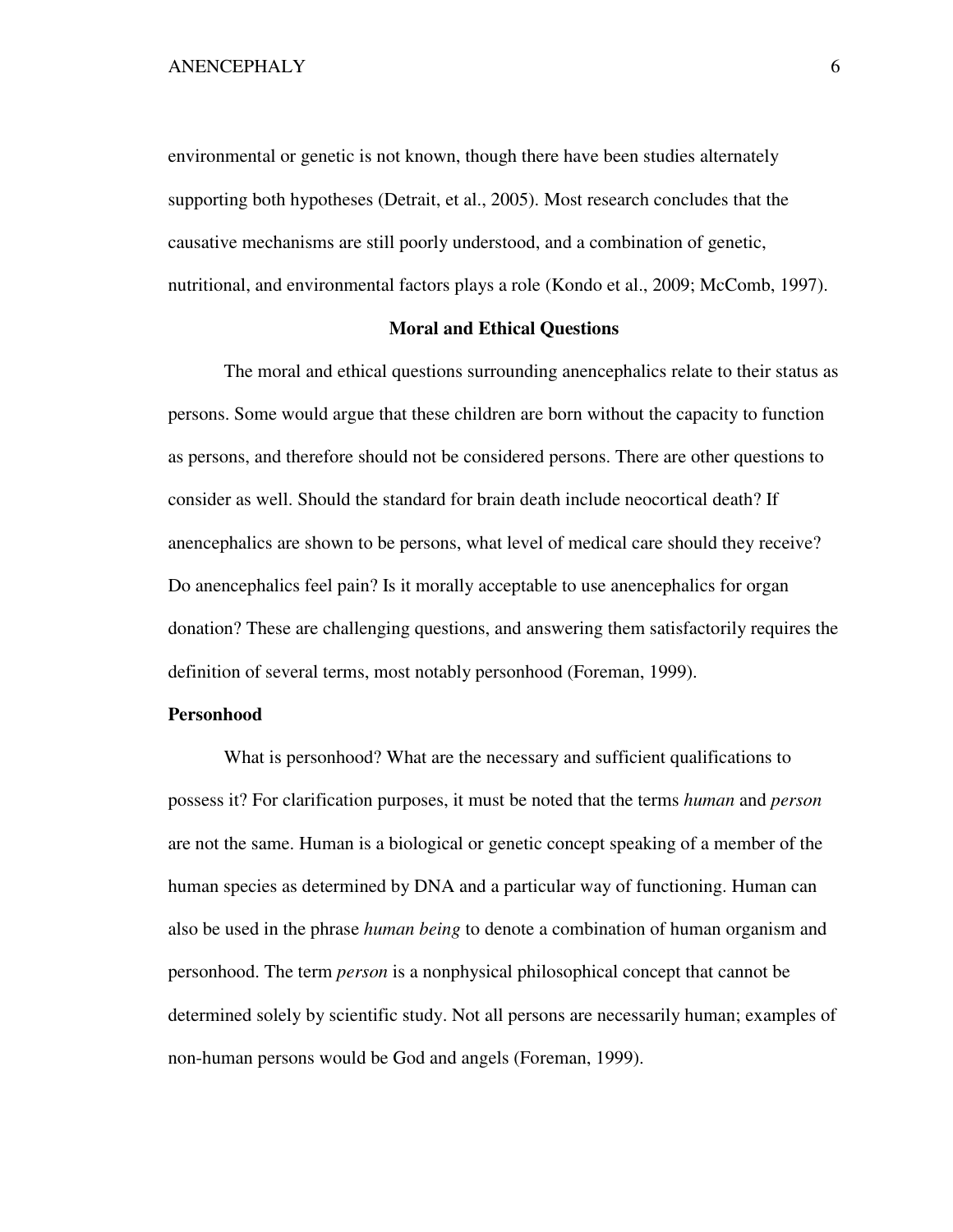environmental or genetic is not known, though there have been studies alternately supporting both hypotheses (Detrait, et al., 2005). Most research concludes that the causative mechanisms are still poorly understood, and a combination of genetic, nutritional, and environmental factors plays a role (Kondo et al., 2009; McComb, 1997).

## Moral and Ethical Questions

The moral and ethical questions surrounding anencephalics relate to their status as persons. Some would argue that these children are born without the capacity to function as persons, and therefore should not be considered persons. There are other questions to consider as well. Should the standard for brain death include neocortical death? If anencephalics are shown to be persons, what level of medical care should they receive? Do anencephalics feel pain? Is it morally acceptable to use anencephalics for organ donation? These are challenging questions, and answering them satisfactorily requires the definition of several terms, most notably personhood (Foreman, 1999).

### Personhood

What is personhood? What are the necessary and sufficient qualifications to possess it? For clarification purposes, it must be noted that the terms *human* and *person* are not the same. Human is a biological or genetic concept speaking of a member of the human species as determined by DNA and a particular way of functioning. Human can also be used in the phrase *human being* to denote a combination of human organism and personhood. The term *person* is a nonphysical philosophical concept that cannot be determined solely by scientific study. Not all persons are necessarily human; examples of non-human persons would be God and angels (Foreman, 1999).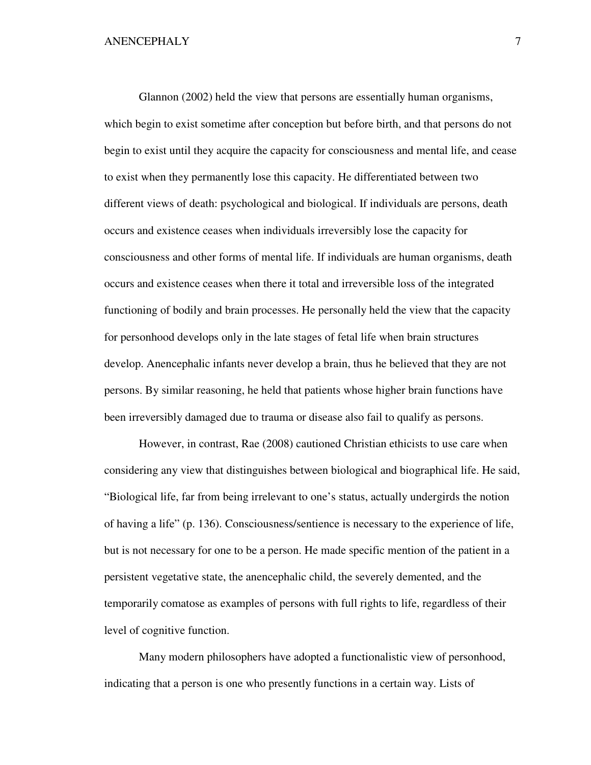Glannon (2002) held the view that persons are essentially human organisms, which begin to exist sometime after conception but before birth, and that persons do not begin to exist until they acquire the capacity for consciousness and mental life, and cease to exist when they permanently lose this capacity. He differentiated between two different views of death: psychological and biological. If individuals are persons, death occurs and existence ceases when individuals irreversibly lose the capacity for consciousness and other forms of mental life. If individuals are human organisms, death occurs and existence ceases when there it total and irreversible loss of the integrated functioning of bodily and brain processes. He personally held the view that the capacity for personhood develops only in the late stages of fetal life when brain structures develop. Anencephalic infants never develop a brain, thus he believed that they are not persons. By similar reasoning, he held that patients whose higher brain functions have been irreversibly damaged due to trauma or disease also fail to qualify as persons.

However, in contrast, Rae (2008) cautioned Christian ethicists to use care when considering any view that distinguishes between biological and biographical life. He said, "Biological life, far from being irrelevant to one's status, actually undergirds the notion of having a life" (p. 136). Consciousness/sentience is necessary to the experience of life, but is not necessary for one to be a person. He made specific mention of the patient in a persistent vegetative state, the anencephalic child, the severely demented, and the temporarily comatose as examples of persons with full rights to life, regardless of their level of cognitive function.

Many modern philosophers have adopted a functionalistic view of personhood, indicating that a person is one who presently functions in a certain way. Lists of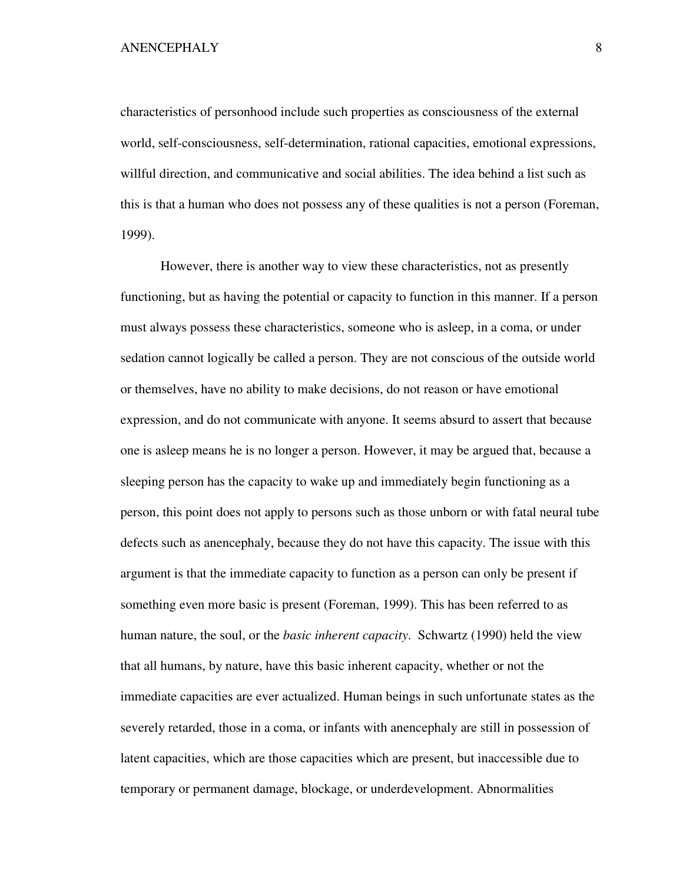characteristics of personhood include such properties as consciousness of the external world, self-consciousness, self-determination, rational capacities, emotional expressions, willful direction, and communicative and social abilities. The idea behind a list such as this is that a human who does not possess any of these qualities is not a person (Foreman, 1999).

However, there is another way to view these characteristics, not as presently functioning, but as having the potential or capacity to function in this manner. If a person must always possess these characteristics, someone who is asleep, in a coma, or under sedation cannot logically be called a person. They are not conscious of the outside world or themselves, have no ability to make decisions, do not reason or have emotional expression, and do not communicate with anyone. It seems absurd to assert that because one is asleep means he is no longer a person. However, it may be argued that, because a sleeping person has the capacity to wake up and immediately begin functioning as a person, this point does not apply to persons such as those unborn or with fatal neural tube defects such as anencephaly, because they do not have this capacity. The issue with this argument is that the immediate capacity to function as a person can only be present if something even more basic is present (Foreman, 1999). This has been referred to as human nature, the soul, or the *basic inherent capacity*. Schwartz (1990) held the view that all humans, by nature, have this basic inherent capacity, whether or not the immediate capacities are ever actualized. Human beings in such unfortunate states as the severely retarded, those in a coma, or infants with anencephaly are still in possession of latent capacities, which are those capacities which are present, but inaccessible due to temporary or permanent damage, blockage, or underdevelopment. Abnormalities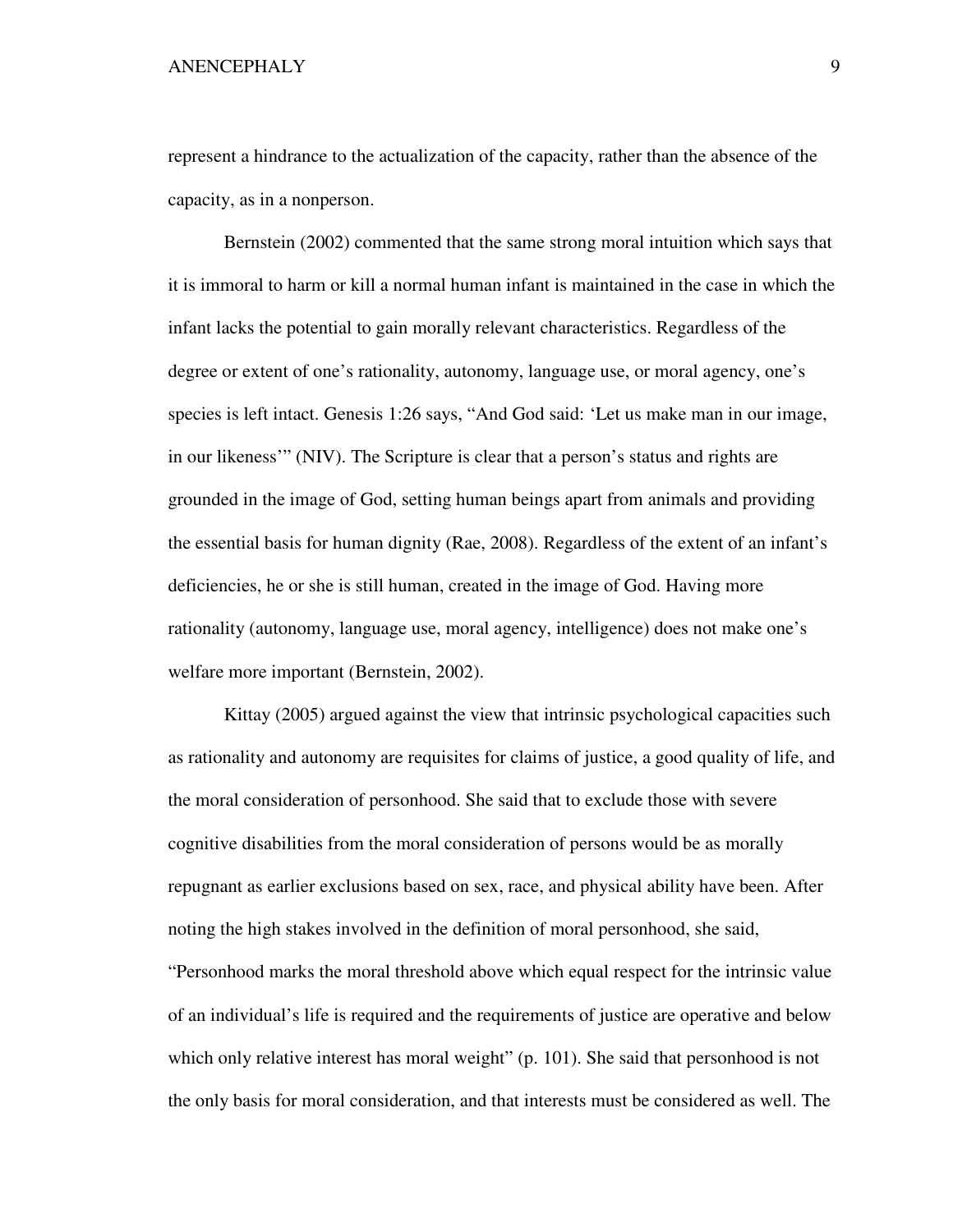represent a hindrance to the actualization of the capacity, rather than the absence of the capacity, as in a nonperson.

Bernstein (2002) commented that the same strong moral intuition which says that it is immoral to harm or kill a normal human infant is maintained in the case in which the infant lacks the potential to gain morally relevant characteristics. Regardless of the degree or extent of one's rationality, autonomy, language use, or moral agency, one's species is left intact. Genesis 1:26 says, "And God said: 'Let us make man in our image, in our likeness'" (NIV). The Scripture is clear that a person's status and rights are grounded in the image of God, setting human beings apart from animals and providing the essential basis for human dignity (Rae, 2008). Regardless of the extent of an infant's deficiencies, he or she is still human, created in the image of God. Having more rationality (autonomy, language use, moral agency, intelligence) does not make one's welfare more important (Bernstein, 2002).

Kittay (2005) argued against the view that intrinsic psychological capacities such as rationality and autonomy are requisites for claims of justice, a good quality of life, and the moral consideration of personhood. She said that to exclude those with severe cognitive disabilities from the moral consideration of persons would be as morally repugnant as earlier exclusions based on sex, race, and physical ability have been. After noting the high stakes involved in the definition of moral personhood, she said, "Personhood marks the moral threshold above which equal respect for the intrinsic value of an individual's life is required and the requirements of justice are operative and below which only relative interest has moral weight" (p. 101). She said that personhood is not the only basis for moral consideration, and that interests must be considered as well. The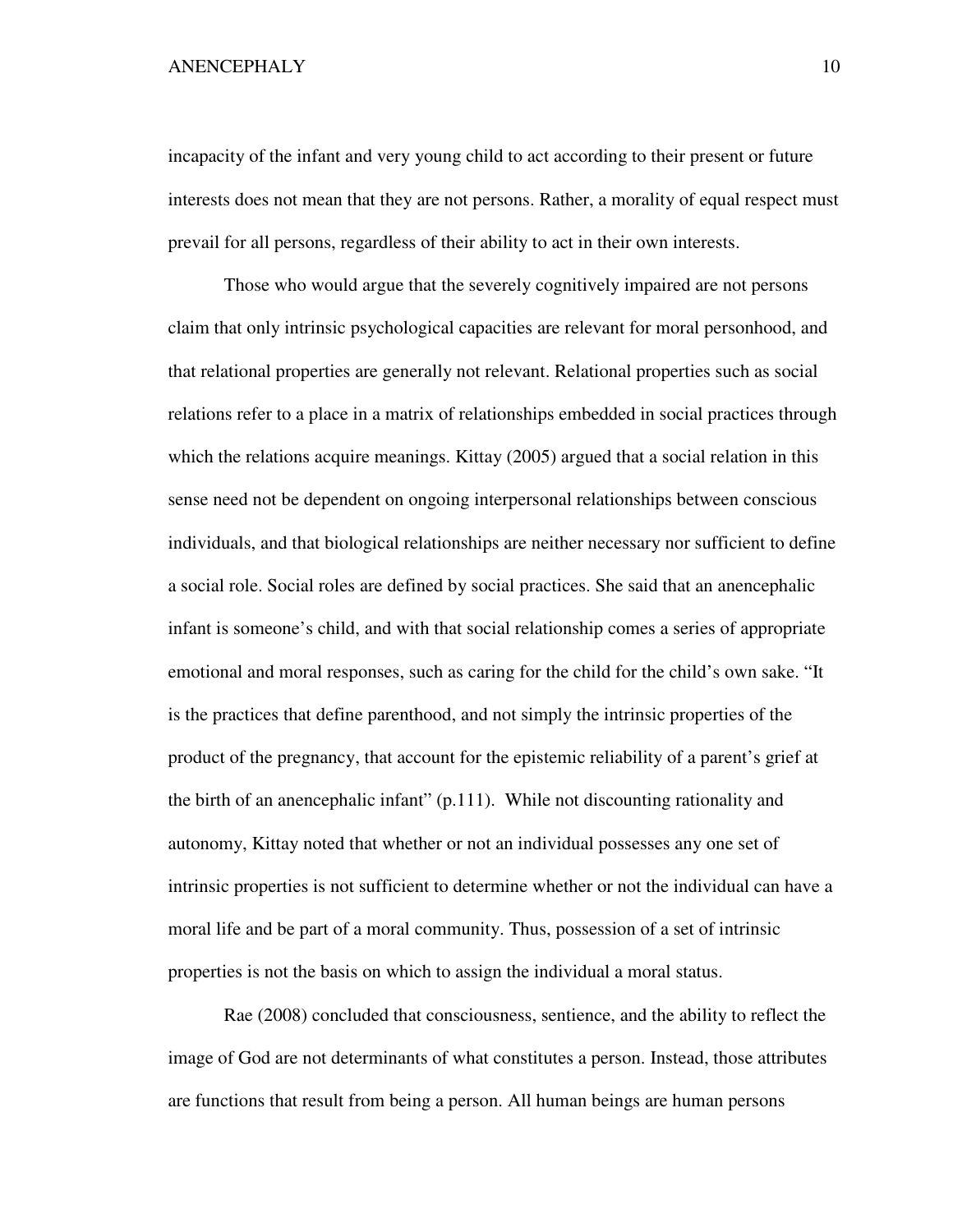incapacity of the infant and very young child to act according to their present or future interests does not mean that they are not persons. Rather, a morality of equal respect must prevail for all persons, regardless of their ability to act in their own interests.

Those who would argue that the severely cognitively impaired are not persons claim that only intrinsic psychological capacities are relevant for moral personhood, and that relational properties are generally not relevant. Relational properties such as social relations refer to a place in a matrix of relationships embedded in social practices through which the relations acquire meanings. Kittay (2005) argued that a social relation in this sense need not be dependent on ongoing interpersonal relationships between conscious individuals, and that biological relationships are neither necessary nor sufficient to define a social role. Social roles are defined by social practices. She said that an anencephalic infant is someone's child, and with that social relationship comes a series of appropriate emotional and moral responses, such as caring for the child for the child's own sake. "It is the practices that define parenthood, and not simply the intrinsic properties of the product of the pregnancy, that account for the epistemic reliability of a parent's grief at the birth of an anencephalic infant" (p.111). While not discounting rationality and autonomy, Kittay noted that whether or not an individual possesses any one set of intrinsic properties is not sufficient to determine whether or not the individual can have a moral life and be part of a moral community. Thus, possession of a set of intrinsic properties is not the basis on which to assign the individual a moral status.

Rae (2008) concluded that consciousness, sentience, and the ability to reflect the image of God are not determinants of what constitutes a person. Instead, those attributes are functions that result from being a person. All human beings are human persons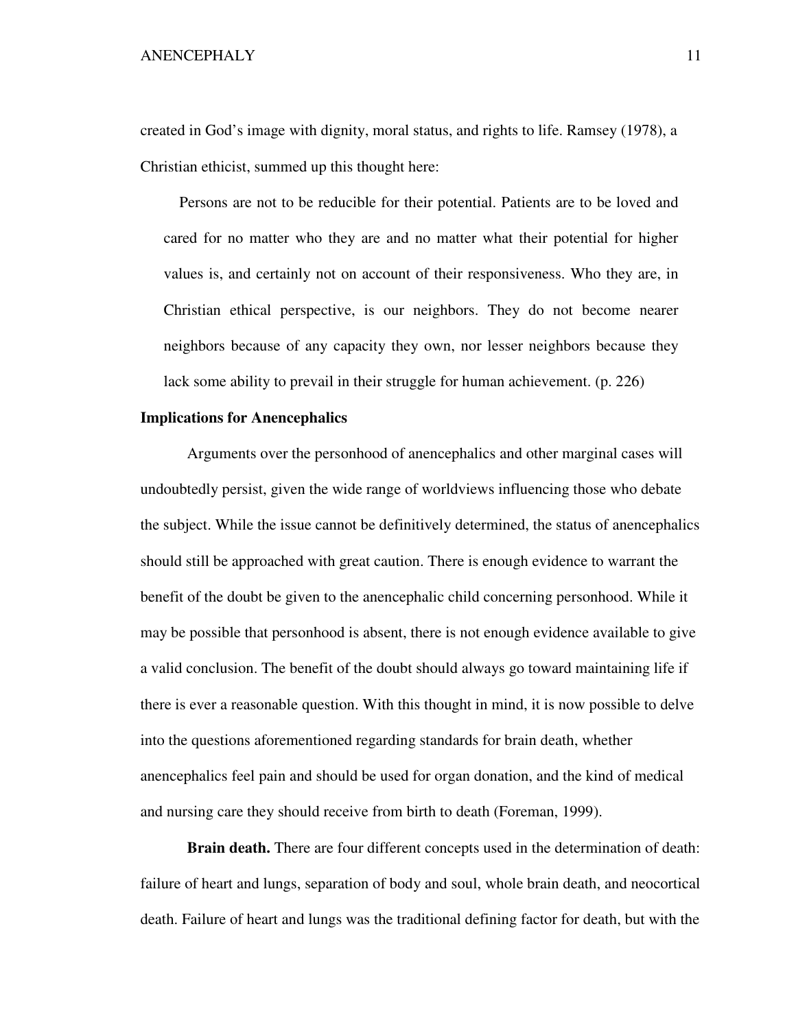created in God's image with dignity, moral status, and rights to life. Ramsey (1978), a Christian ethicist, summed up this thought here:

> Persons are not to be reducible for their potential. Patients are to be loved and cared for no matter who they are and no matter what their potential for higher values is, and certainly not on account of their responsiveness. Who they are, in Christian ethical perspective, is our neighbors. They do not become nearer neighbors because of any capacity they own, nor lesser neighbors because they lack some ability to prevail in their struggle for human achievement. (p. 226)

## Implications for Anencephalics

Arguments over the personhood of anencephalics and other marginal cases will undoubtedly persist, given the wide range of worldviews influencing those who debate the subject. While the issue cannot be definitively determined, the status of anencephalics should still be approached with great caution. There is enough evidence to warrant the benefit of the doubt be given to the anencephalic child concerning personhood. While it may be possible that personhood is absent, there is not enough evidence available to give a valid conclusion. The benefit of the doubt should always go toward maintaining life if there is ever a reasonable question. With this thought in mind, it is now possible to delve into the questions aforementioned regarding standards for brain death, whether anencephalics feel pain and should be used for organ donation, and the kind of medical and nursing care they should receive from birth to death (Foreman, 1999).

**Brain death.** There are four different concepts used in the determination of death: failure of heart and lungs, separation of body and soul, whole brain death, and neocortical death. Failure of heart and lungs was the traditional defining factor for death, but with the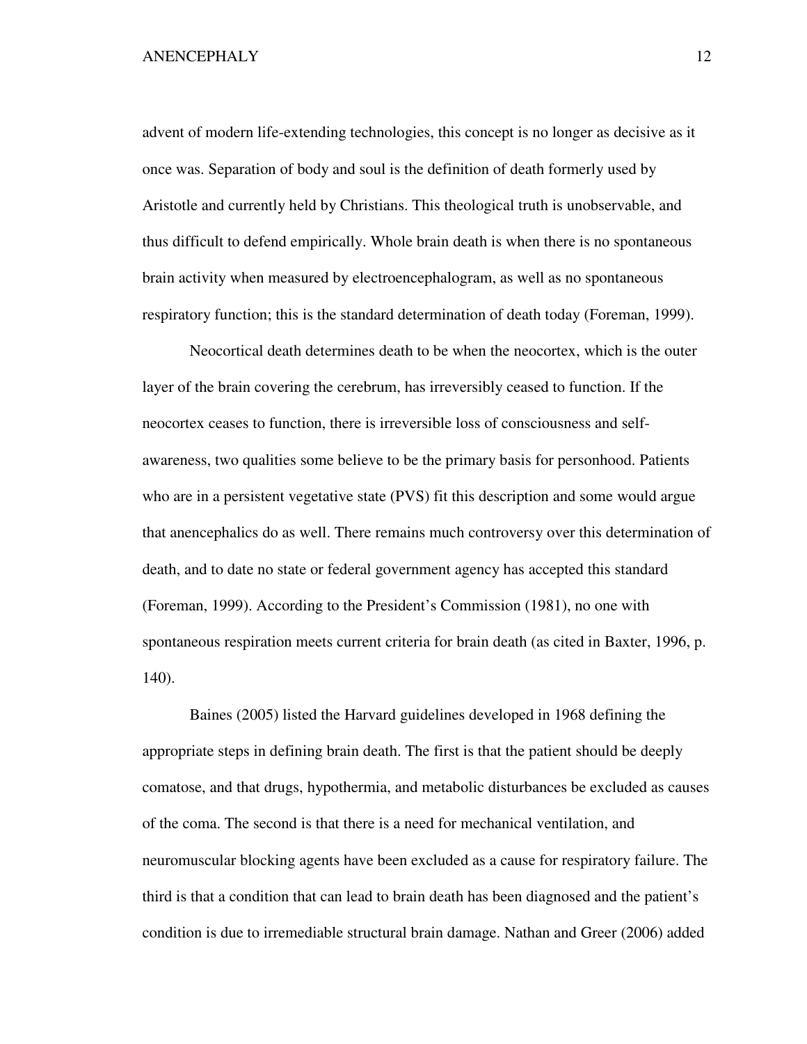advent of modern life-extending technologies, this concept is no longer as decisive as it once was. Separation of body and soul is the definition of death formerly used by Aristotle and currently held by Christians. This theological truth is unobservable, and thus difficult to defend empirically. Whole brain death is when there is no spontaneous brain activity when measured by electroencephalogram, as well as no spontaneous respiratory function; this is the standard determination of death today (Foreman, 1999).

Neocortical death determines death to be when the neocortex, which is the outer layer of the brain covering the cerebrum, has irreversibly ceased to function. If the neocortex ceases to function, there is irreversible loss of consciousness and self-awareness, two qualities some believe to be the primary basis for personhood. Patients who are in a persistent vegetative state (PVS) fit this description and some would argue that anencephalics do as well. There remains much controversy over this determination of death, and to date no state or federal government agency has accepted this standard (Foreman, 1999). According to the President's Commission (1981), no one with spontaneous respiration meets current criteria for brain death (as cited in Baxter, 1996, p. 140).

Baines (2005) listed the Harvard guidelines developed in 1968 defining the appropriate steps in defining brain death. The first is that the patient should be deeply comatose, and that drugs, hypothermia, and metabolic disturbances be excluded as causes of the coma. The second is that there is a need for mechanical ventilation, and neuromuscular blocking agents have been excluded as a cause for respiratory failure. The third is that a condition that can lead to brain death has been diagnosed and the patient's condition is due to irremediable structural brain damage. Nathan and Greer (2006) added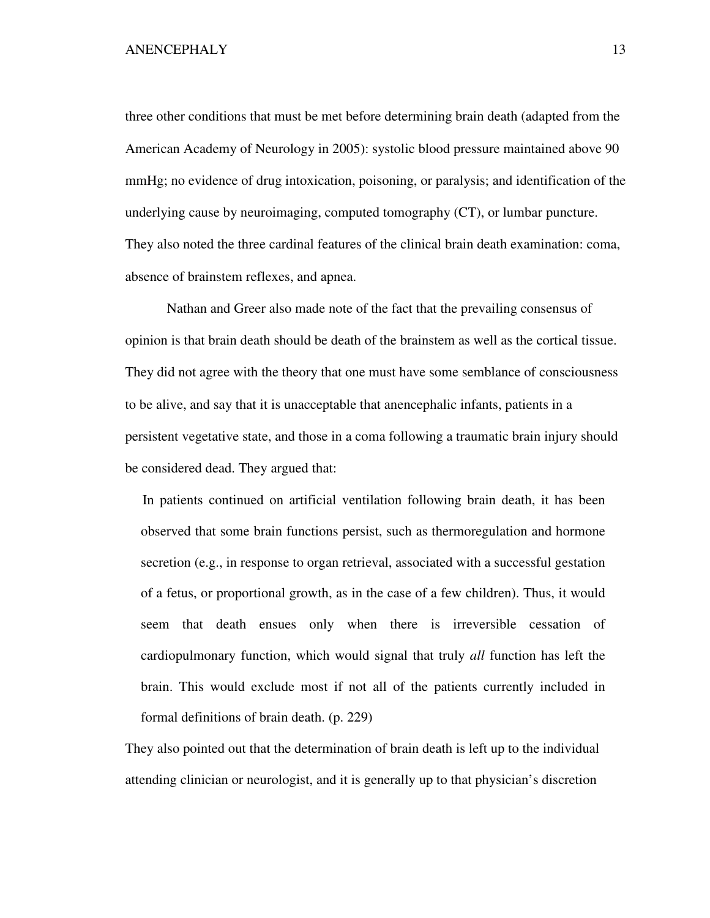three other conditions that must be met before determining brain death (adapted from the American Academy of Neurology in 2005): systolic blood pressure maintained above 90 mmHg; no evidence of drug intoxication, poisoning, or paralysis; and identification of the underlying cause by neuroimaging, computed tomography (CT), or lumbar puncture. They also noted the three cardinal features of the clinical brain death examination: coma, absence of brainstem reflexes, and apnea.

Nathan and Greer also made note of the fact that the prevailing consensus of opinion is that brain death should be death of the brainstem as well as the cortical tissue. They did not agree with the theory that one must have some semblance of consciousness to be alive, and say that it is unacceptable that anencephalic infants, patients in a persistent vegetative state, and those in a coma following a traumatic brain injury should be considered dead. They argued that:

> In patients continued on artificial ventilation following brain death, it has been observed that some brain functions persist, such as thermoregulation and hormone secretion (e.g., in response to organ retrieval, associated with a successful gestation of a fetus, or proportional growth, as in the case of a few children). Thus, it would seem that death ensues only when there is irreversible cessation of cardiopulmonary function, which would signal that truly *all* function has left the brain. This would exclude most if not all of the patients currently included in formal definitions of brain death. (p. 229)

They also pointed out that the determination of brain death is left up to the individual attending clinician or neurologist, and it is generally up to that physician's discretion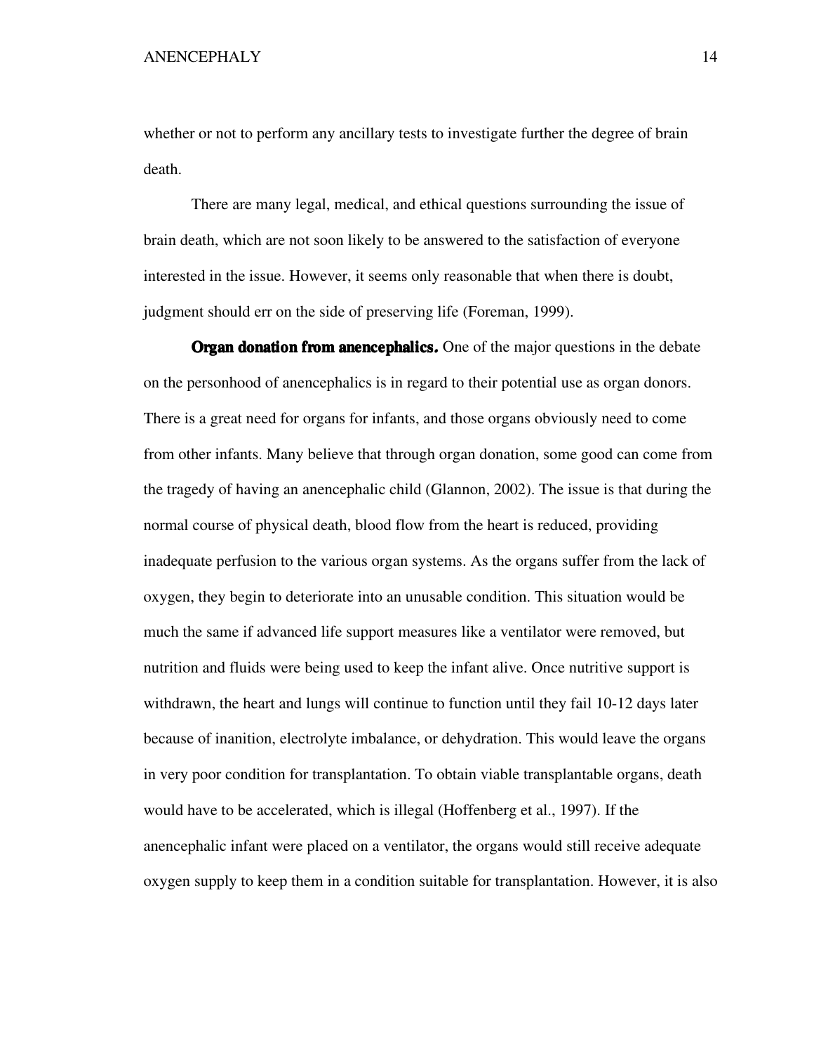whether or not to perform any ancillary tests to investigate further the degree of brain death.

There are many legal, medical, and ethical questions surrounding the issue of brain death, which are not soon likely to be answered to the satisfaction of everyone interested in the issue. However, it seems only reasonable that when there is doubt, judgment should err on the side of preserving life (Foreman, 1999).

**Organ donation from anencephalics.** One of the major questions in the debate on the personhood of anencephalics is in regard to their potential use as organ donors. There is a great need for organs for infants, and those organs obviously need to come from other infants. Many believe that through organ donation, some good can come from the tragedy of having an anencephalic child (Glannon, 2002). The issue is that during the normal course of physical death, blood flow from the heart is reduced, providing inadequate perfusion to the various organ systems. As the organs suffer from the lack of oxygen, they begin to deteriorate into an unusable condition. This situation would be much the same if advanced life support measures like a ventilator were removed, but nutrition and fluids were being used to keep the infant alive. Once nutritive support is withdrawn, the heart and lungs will continue to function until they fail 10-12 days later because of inanition, electrolyte imbalance, or dehydration. This would leave the organs in very poor condition for transplantation. To obtain viable transplantable organs, death would have to be accelerated, which is illegal (Hoffenberg et al., 1997). If the anencephalic infant were placed on a ventilator, the organs would still receive adequate oxygen supply to keep them in a condition suitable for transplantation. However, it is also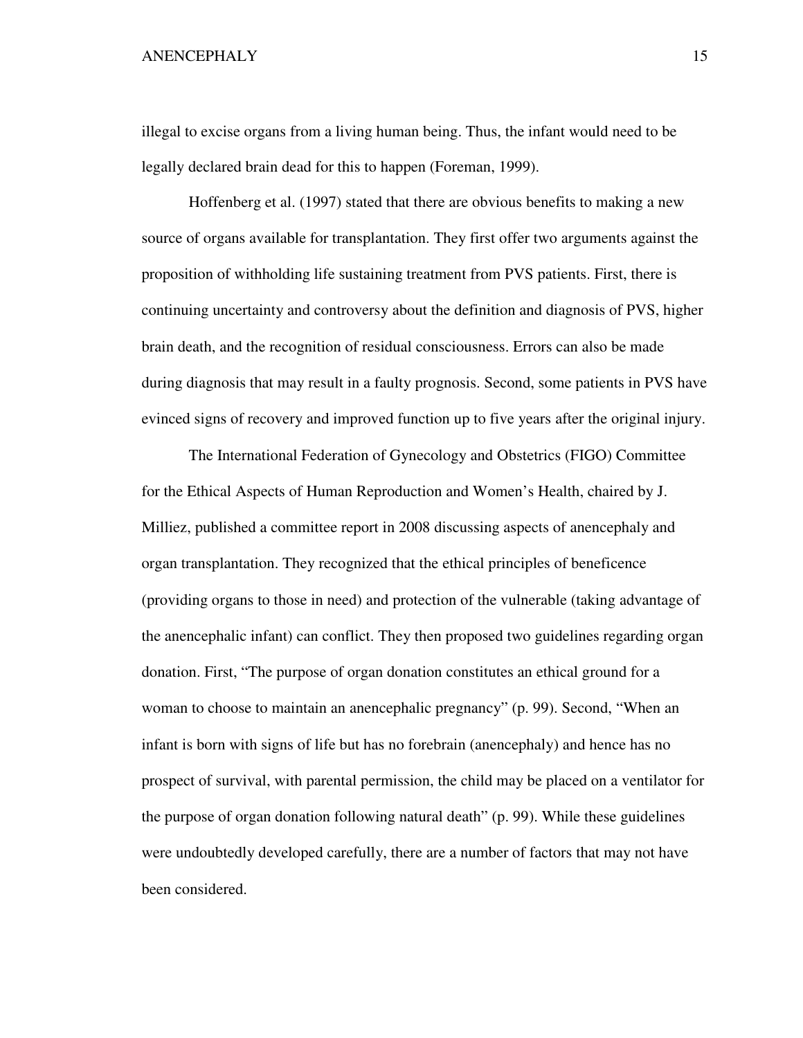illegal to excise organs from a living human being. Thus, the infant would need to be legally declared brain dead for this to happen (Foreman, 1999).

Hoffenberg et al. (1997) stated that there are obvious benefits to making a new source of organs available for transplantation. They first offer two arguments against the proposition of withholding life sustaining treatment from PVS patients. First, there is continuing uncertainty and controversy about the definition and diagnosis of PVS, higher brain death, and the recognition of residual consciousness. Errors can also be made during diagnosis that may result in a faulty prognosis. Second, some patients in PVS have evinced signs of recovery and improved function up to five years after the original injury.

The International Federation of Gynecology and Obstetrics (FIGO) Committee for the Ethical Aspects of Human Reproduction and Women's Health, chaired by J. Milliez, published a committee report in 2008 discussing aspects of anencephaly and organ transplantation. They recognized that the ethical principles of beneficence (providing organs to those in need) and protection of the vulnerable (taking advantage of the anencephalic infant) can conflict. They then proposed two guidelines regarding organ donation. First, "The purpose of organ donation constitutes an ethical ground for a woman to choose to maintain an anencephalic pregnancy" (p. 99). Second, "When an infant is born with signs of life but has no forebrain (anencephaly) and hence has no prospect of survival, with parental permission, the child may be placed on a ventilator for the purpose of organ donation following natural death" (p. 99). While these guidelines were undoubtedly developed carefully, there are a number of factors that may not have been considered.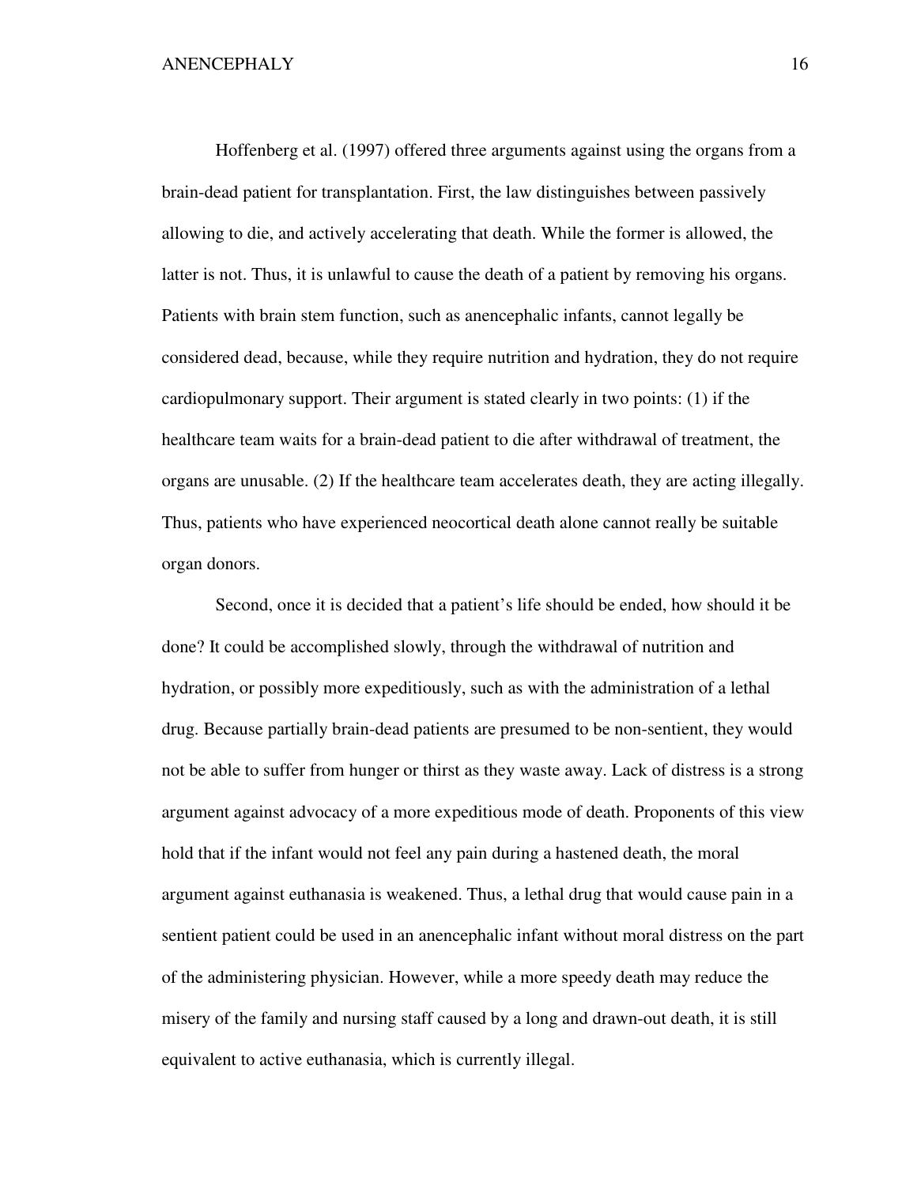Hoffenberg et al. (1997) offered three arguments against using the organs from a brain-dead patient for transplantation. First, the law distinguishes between passively allowing to die, and actively accelerating that death. While the former is allowed, the latter is not. Thus, it is unlawful to cause the death of a patient by removing his organs. Patients with brain stem function, such as anencephalic infants, cannot legally be considered dead, because, while they require nutrition and hydration, they do not require cardiopulmonary support. Their argument is stated clearly in two points: (1) if the healthcare team waits for a brain-dead patient to die after withdrawal of treatment, the organs are unusable. (2) If the healthcare team accelerates death, they are acting illegally. Thus, patients who have experienced neocortical death alone cannot really be suitable organ donors.

Second, once it is decided that a patient's life should be ended, how should it be done? It could be accomplished slowly, through the withdrawal of nutrition and hydration, or possibly more expeditiously, such as with the administration of a lethal drug. Because partially brain-dead patients are presumed to be non-sentient, they would not be able to suffer from hunger or thirst as they waste away. Lack of distress is a strong argument against advocacy of a more expeditious mode of death. Proponents of this view hold that if the infant would not feel any pain during a hastened death, the moral argument against euthanasia is weakened. Thus, a lethal drug that would cause pain in a sentient patient could be used in an anencephalic infant without moral distress on the part of the administering physician. However, while a more speedy death may reduce the misery of the family and nursing staff caused by a long and drawn-out death, it is still equivalent to active euthanasia, which is currently illegal.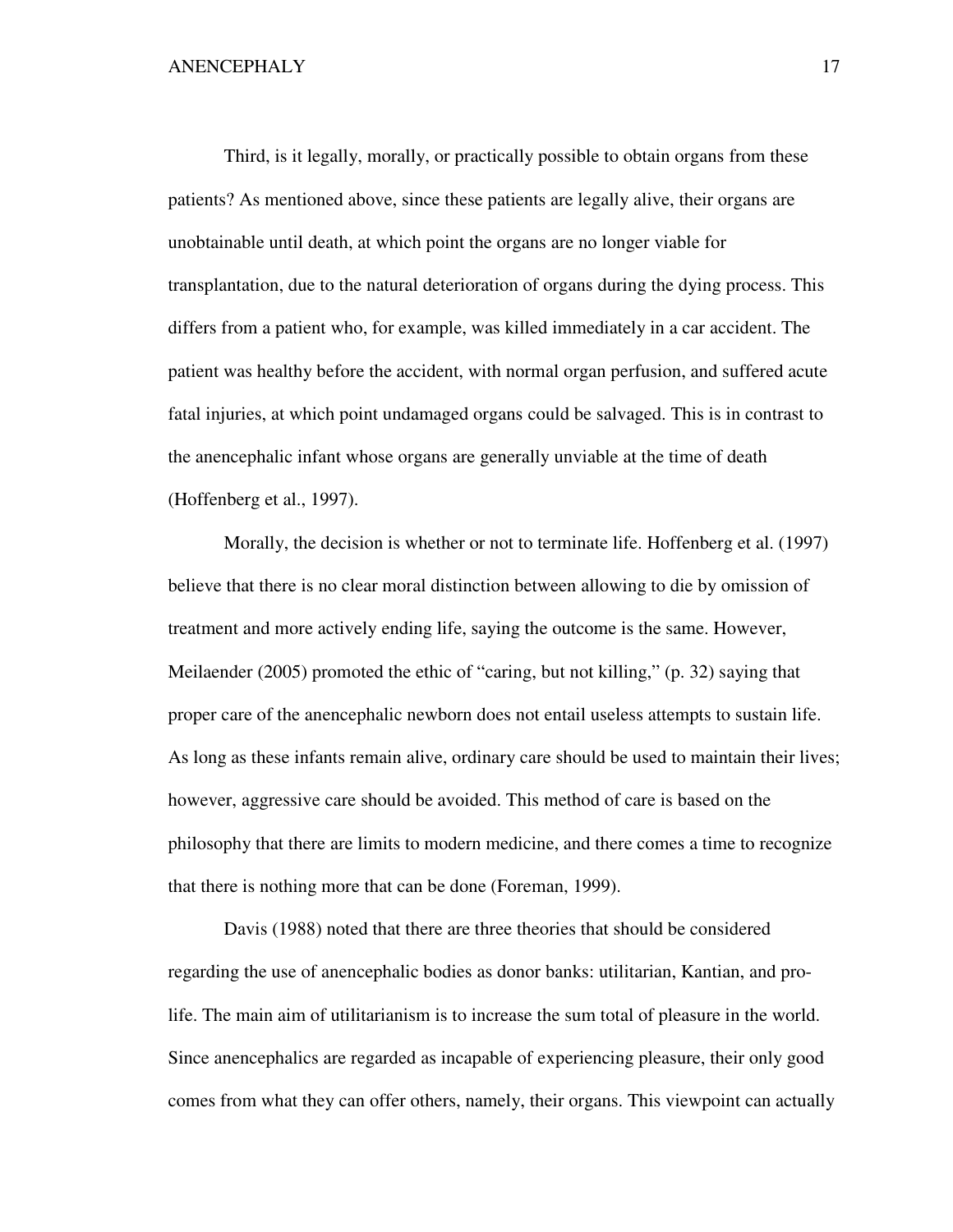Third, is it legally, morally, or practically possible to obtain organs from these patients? As mentioned above, since these patients are legally alive, their organs are unobtainable until death, at which point the organs are no longer viable for transplantation, due to the natural deterioration of organs during the dying process. This differs from a patient who, for example, was killed immediately in a car accident. The patient was healthy before the accident, with normal organ perfusion, and suffered acute fatal injuries, at which point undamaged organs could be salvaged. This is in contrast to the anencephalic infant whose organs are generally unviable at the time of death (Hoffenberg et al., 1997).

Morally, the decision is whether or not to terminate life. Hoffenberg et al. (1997) believe that there is no clear moral distinction between allowing to die by omission of treatment and more actively ending life, saying the outcome is the same. However, Meilaender (2005) promoted the ethic of "caring, but not killing," (p. 32) saying that proper care of the anencephalic newborn does not entail useless attempts to sustain life. As long as these infants remain alive, ordinary care should be used to maintain their lives; however, aggressive care should be avoided. This method of care is based on the philosophy that there are limits to modern medicine, and there comes a time to recognize that there is nothing more that can be done (Foreman, 1999).

Davis (1988) noted that there are three theories that should be considered regarding the use of anencephalic bodies as donor banks: utilitarian, Kantian, and pro-life. The main aim of utilitarianism is to increase the sum total of pleasure in the world. Since anencephalics are regarded as incapable of experiencing pleasure, their only good comes from what they can offer others, namely, their organs. This viewpoint can actually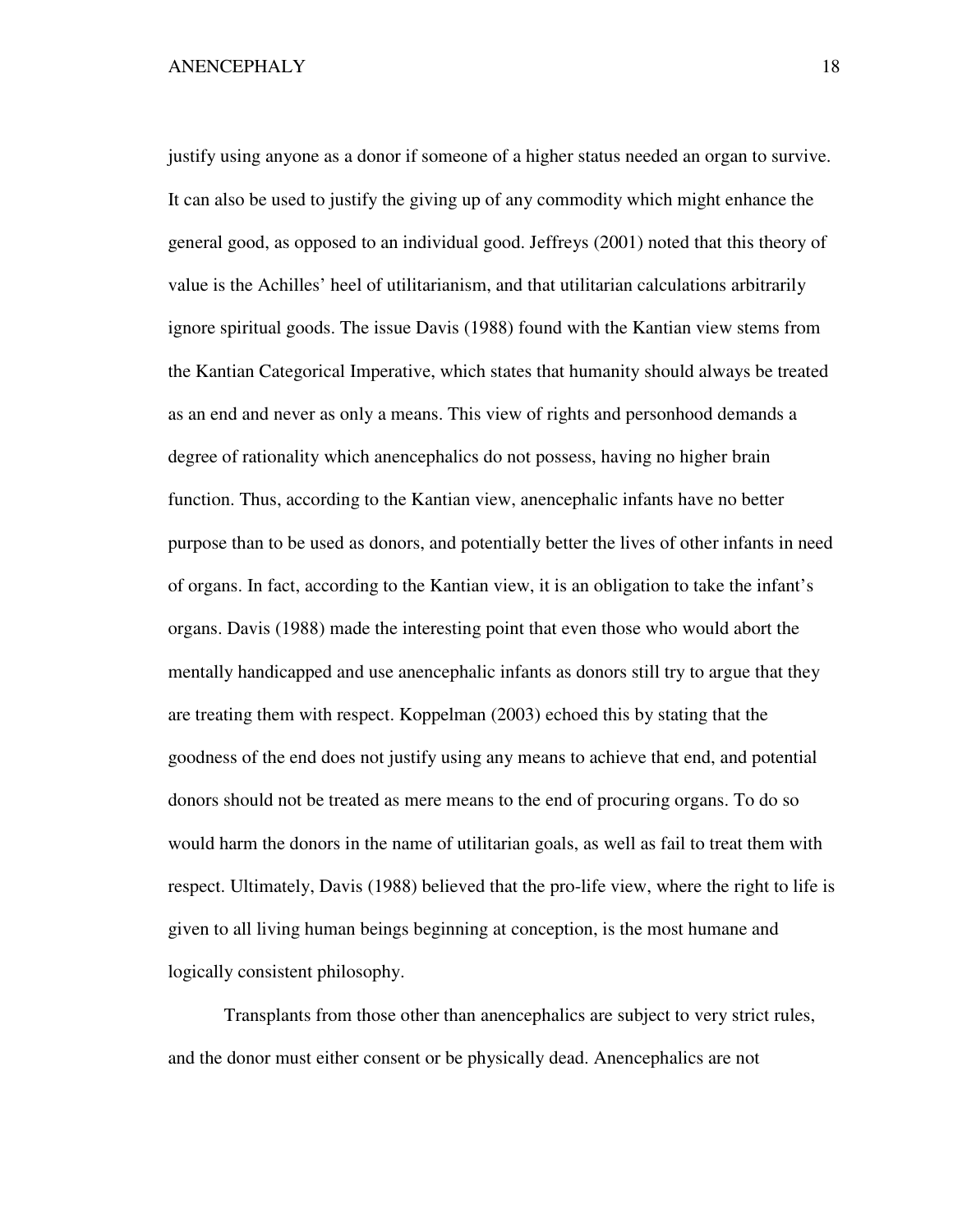justify using anyone as a donor if someone of a higher status needed an organ to survive. It can also be used to justify the giving up of any commodity which might enhance the general good, as opposed to an individual good. Jeffreys (2001) noted that this theory of value is the Achilles' heel of utilitarianism, and that utilitarian calculations arbitrarily ignore spiritual goods. The issue Davis (1988) found with the Kantian view stems from the Kantian Categorical Imperative, which states that humanity should always be treated as an end and never as only a means. This view of rights and personhood demands a degree of rationality which anencephalics do not possess, having no higher brain function. Thus, according to the Kantian view, anencephalic infants have no better purpose than to be used as donors, and potentially better the lives of other infants in need of organs. In fact, according to the Kantian view, it is an obligation to take the infant's organs. Davis (1988) made the interesting point that even those who would abort the mentally handicapped and use anencephalic infants as donors still try to argue that they are treating them with respect. Koppelman (2003) echoed this by stating that the goodness of the end does not justify using any means to achieve that end, and potential donors should not be treated as mere means to the end of procuring organs. To do so would harm the donors in the name of utilitarian goals, as well as fail to treat them with respect. Ultimately, Davis (1988) believed that the pro-life view, where the right to life is given to all living human beings beginning at conception, is the most humane and logically consistent philosophy.

Transplants from those other than anencephalics are subject to very strict rules, and the donor must either consent or be physically dead. Anencephalics are not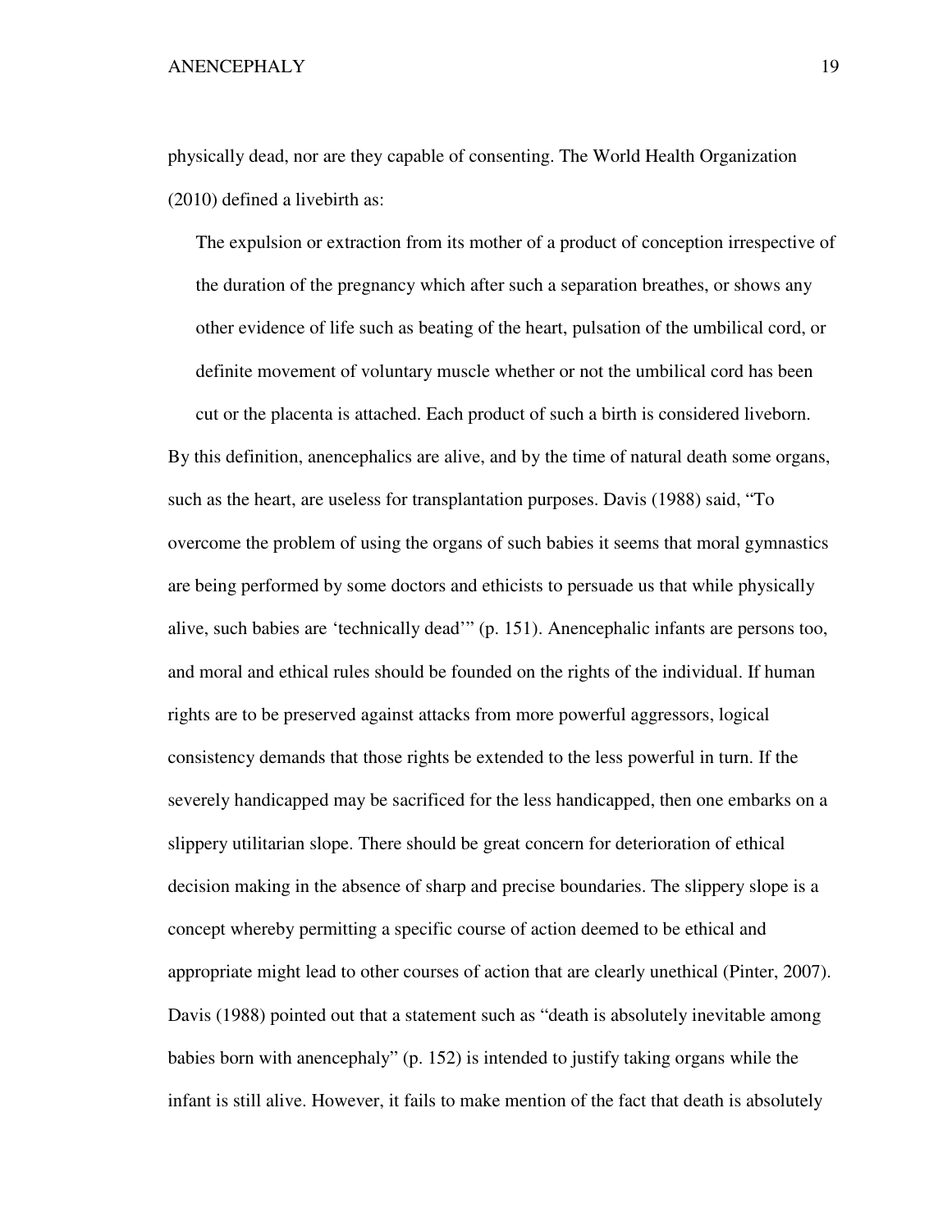physically dead, nor are they capable of consenting. The World Health Organization (2010) defined a livebirth as:

> The expulsion or extraction from its mother of a product of conception irrespective of the duration of the pregnancy which after such a separation breathes, or shows any other evidence of life such as beating of the heart, pulsation of the umbilical cord, or definite movement of voluntary muscle whether or not the umbilical cord has been cut or the placenta is attached. Each product of such a birth is considered liveborn.

By this definition, anencephalics are alive, and by the time of natural death some organs, such as the heart, are useless for transplantation purposes. Davis (1988) said, "To overcome the problem of using the organs of such babies it seems that moral gymnastics are being performed by some doctors and ethicists to persuade us that while physically alive, such babies are 'technically dead'" (p. 151). Anencephalic infants are persons too, and moral and ethical rules should be founded on the rights of the individual. If human rights are to be preserved against attacks from more powerful aggressors, logical consistency demands that those rights be extended to the less powerful in turn. If the severely handicapped may be sacrificed for the less handicapped, then one embarks on a slippery utilitarian slope. There should be great concern for deterioration of ethical decision making in the absence of sharp and precise boundaries. The slippery slope is a concept whereby permitting a specific course of action deemed to be ethical and appropriate might lead to other courses of action that are clearly unethical (Pinter, 2007). Davis (1988) pointed out that a statement such as "death is absolutely inevitable among babies born with anencephaly" (p. 152) is intended to justify taking organs while the infant is still alive. However, it fails to make mention of the fact that death is absolutely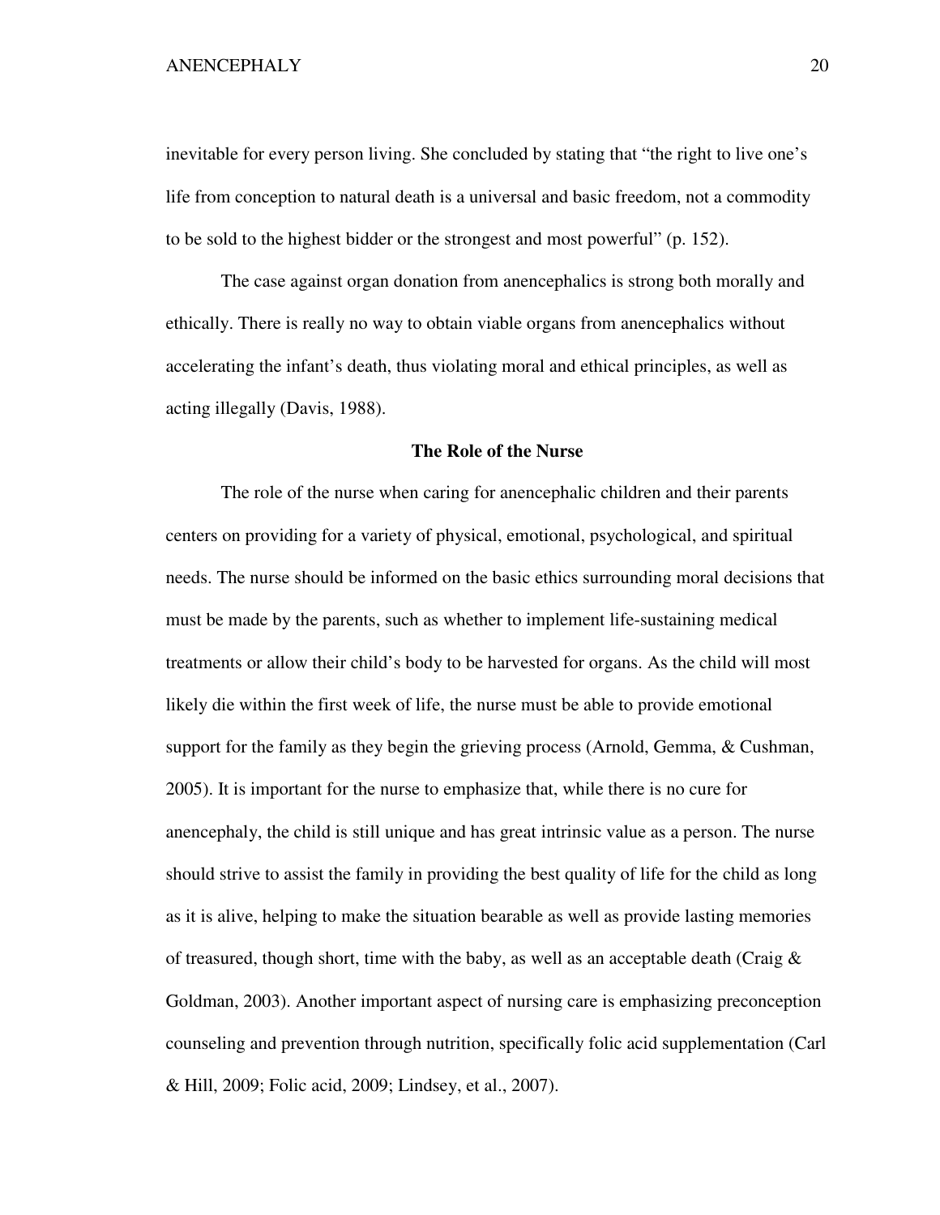inevitable for every person living. She concluded by stating that "the right to live one's life from conception to natural death is a universal and basic freedom, not a commodity to be sold to the highest bidder or the strongest and most powerful" (p. 152).

The case against organ donation from anencephalics is strong both morally and ethically. There is really no way to obtain viable organs from anencephalics without accelerating the infant's death, thus violating moral and ethical principles, as well as acting illegally (Davis, 1988).

## The Role of the Nurse

The role of the nurse when caring for anencephalic children and their parents centers on providing for a variety of physical, emotional, psychological, and spiritual needs. The nurse should be informed on the basic ethics surrounding moral decisions that must be made by the parents, such as whether to implement life-sustaining medical treatments or allow their child's body to be harvested for organs. As the child will most likely die within the first week of life, the nurse must be able to provide emotional support for the family as they begin the grieving process (Arnold, Gemma, & Cushman, 2005). It is important for the nurse to emphasize that, while there is no cure for anencephaly, the child is still unique and has great intrinsic value as a person. The nurse should strive to assist the family in providing the best quality of life for the child as long as it is alive, helping to make the situation bearable as well as provide lasting memories of treasured, though short, time with the baby, as well as an acceptable death (Craig & Goldman, 2003). Another important aspect of nursing care is emphasizing preconception counseling and prevention through nutrition, specifically folic acid supplementation (Carl & Hill, 2009; Folic acid, 2009; Lindsey, et al., 2007).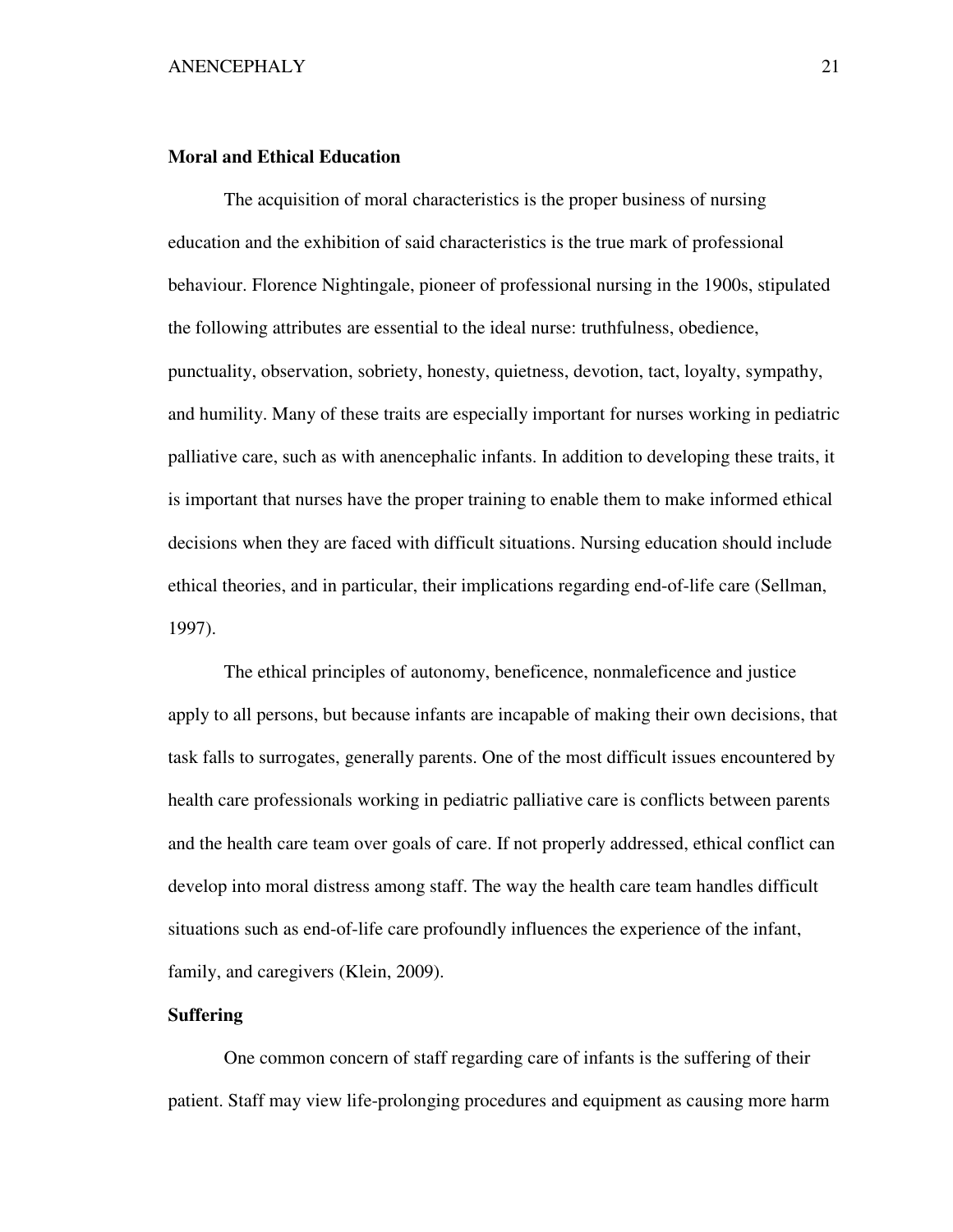**Moral and Ethical Education**

The acquisition of moral characteristics is the proper business of nursing education and the exhibition of said characteristics is the true mark of professional behaviour. Florence Nightingale, pioneer of professional nursing in the 1900s, stipulated the following attributes are essential to the ideal nurse: truthfulness, obedience, punctuality, observation, sobriety, honesty, quietness, devotion, tact, loyalty, sympathy, and humility. Many of these traits are especially important for nurses working in pediatric palliative care, such as with anencephalic infants. In addition to developing these traits, it is important that nurses have the proper training to enable them to make informed ethical decisions when they are faced with difficult situations. Nursing education should include ethical theories, and in particular, their implications regarding end-of-life care (Sellman, 1997).

The ethical principles of autonomy, beneficence, nonmaleficence and justice apply to all persons, but because infants are incapable of making their own decisions, that task falls to surrogates, generally parents. One of the most difficult issues encountered by health care professionals working in pediatric palliative care is conflicts between parents and the health care team over goals of care. If not properly addressed, ethical conflict can develop into moral distress among staff. The way the health care team handles difficult situations such as end-of-life care profoundly influences the experience of the infant, family, and caregivers (Klein, 2009).

**Suffering**

One common concern of staff regarding care of infants is the suffering of their patient. Staff may view life-prolonging procedures and equipment as causing more harm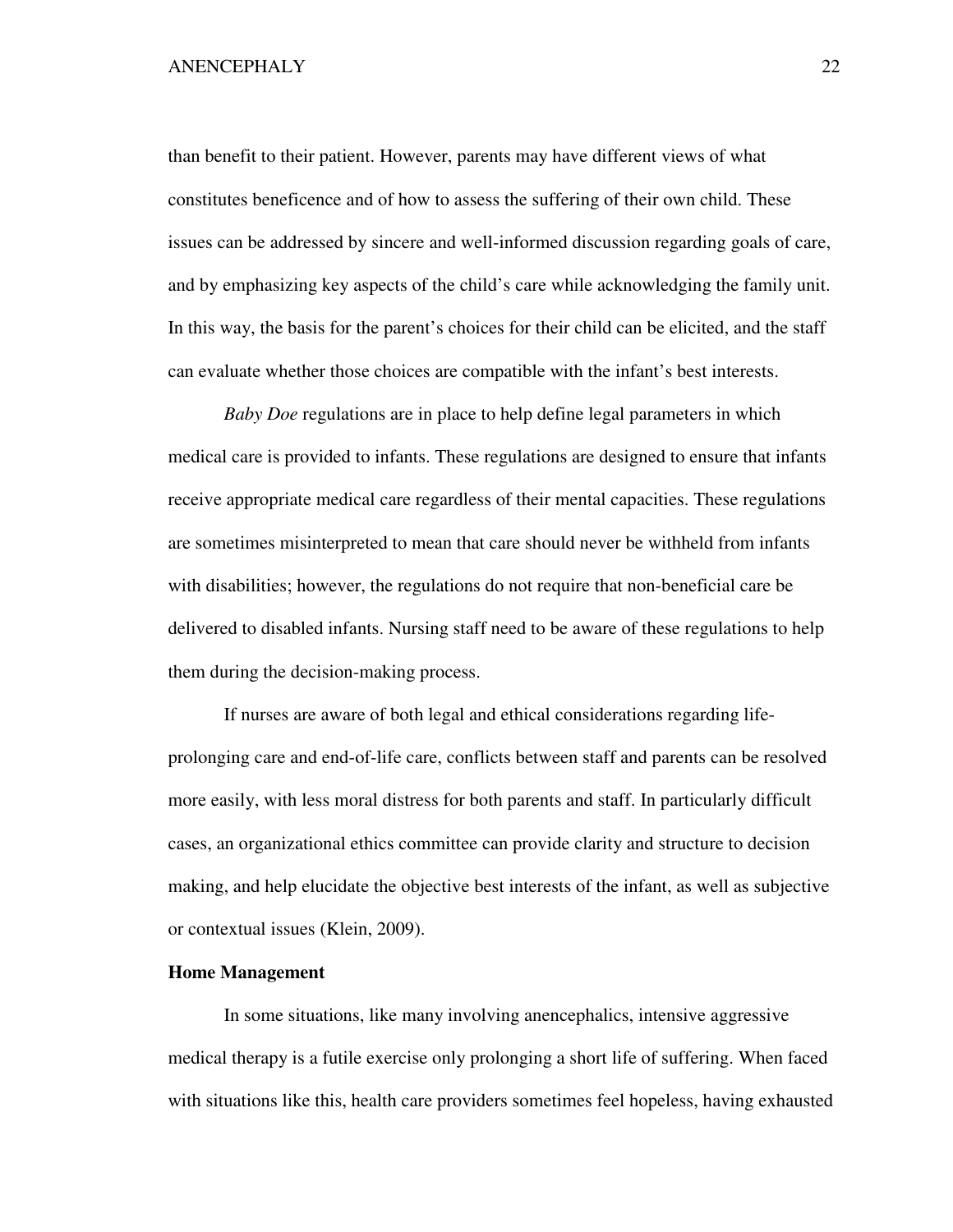than benefit to their patient. However, parents may have different views of what constitutes beneficence and of how to assess the suffering of their own child. These issues can be addressed by sincere and well-informed discussion regarding goals of care, and by emphasizing key aspects of the child's care while acknowledging the family unit. In this way, the basis for the parent's choices for their child can be elicited, and the staff can evaluate whether those choices are compatible with the infant's best interests.

*Baby Doe* regulations are in place to help define legal parameters in which medical care is provided to infants. These regulations are designed to ensure that infants receive appropriate medical care regardless of their mental capacities. These regulations are sometimes misinterpreted to mean that care should never be withheld from infants with disabilities; however, the regulations do not require that non-beneficial care be delivered to disabled infants. Nursing staff need to be aware of these regulations to help them during the decision-making process.

If nurses are aware of both legal and ethical considerations regarding life-prolonging care and end-of-life care, conflicts between staff and parents can be resolved more easily, with less moral distress for both parents and staff. In particularly difficult cases, an organizational ethics committee can provide clarity and structure to decision making, and help elucidate the objective best interests of the infant, as well as subjective or contextual issues (Klein, 2009).

**Home Management**

In some situations, like many involving anencephalics, intensive aggressive medical therapy is a futile exercise only prolonging a short life of suffering. When faced with situations like this, health care providers sometimes feel hopeless, having exhausted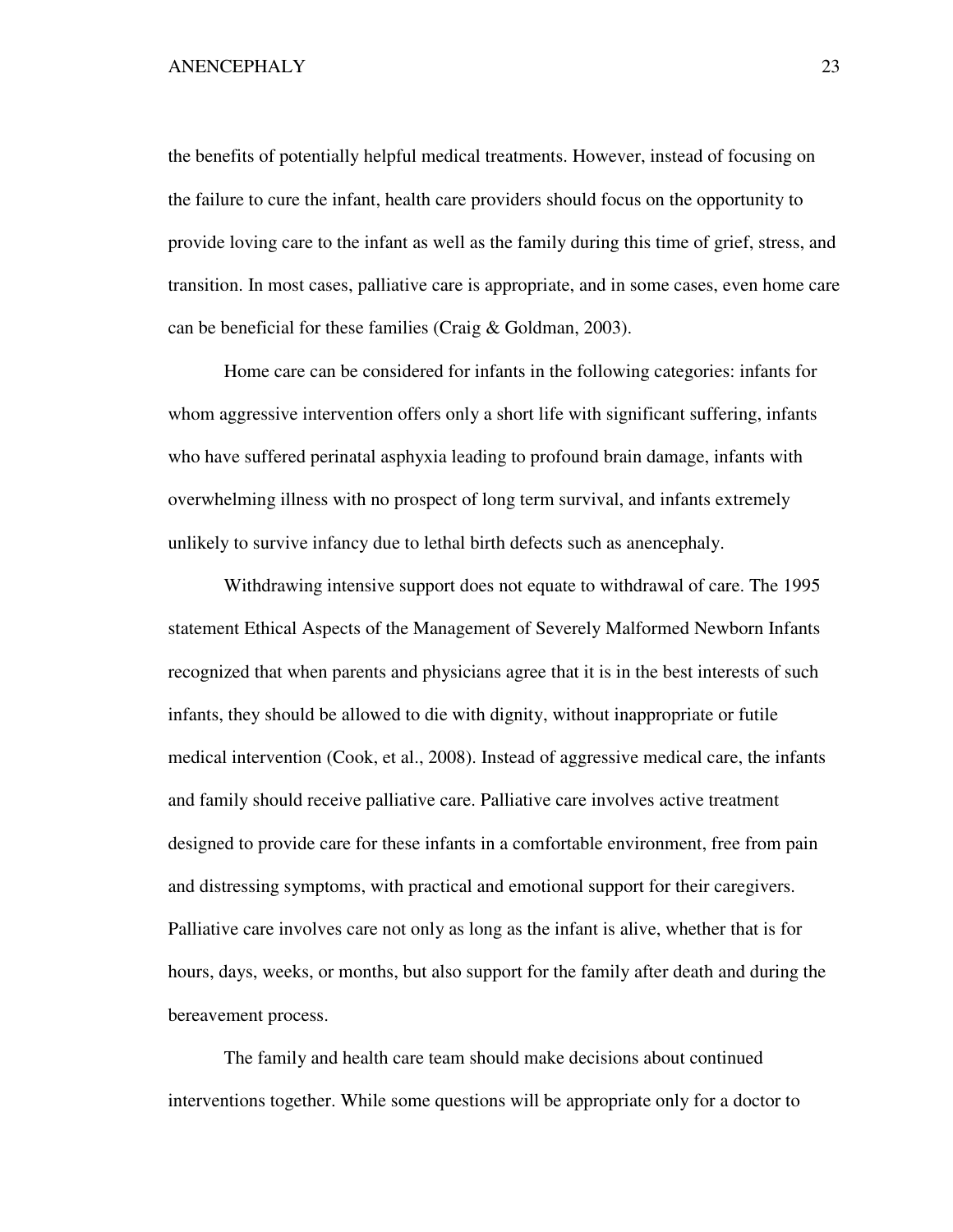the benefits of potentially helpful medical treatments. However, instead of focusing on the failure to cure the infant, health care providers should focus on the opportunity to provide loving care to the infant as well as the family during this time of grief, stress, and transition. In most cases, palliative care is appropriate, and in some cases, even home care can be beneficial for these families (Craig & Goldman, 2003).

Home care can be considered for infants in the following categories: infants for whom aggressive intervention offers only a short life with significant suffering, infants who have suffered perinatal asphyxia leading to profound brain damage, infants with overwhelming illness with no prospect of long term survival, and infants extremely unlikely to survive infancy due to lethal birth defects such as anencephaly.

Withdrawing intensive support does not equate to withdrawal of care. The 1995 statement Ethical Aspects of the Management of Severely Malformed Newborn Infants recognized that when parents and physicians agree that it is in the best interests of such infants, they should be allowed to die with dignity, without inappropriate or futile medical intervention (Cook, et al., 2008). Instead of aggressive medical care, the infants and family should receive palliative care. Palliative care involves active treatment designed to provide care for these infants in a comfortable environment, free from pain and distressing symptoms, with practical and emotional support for their caregivers. Palliative care involves care not only as long as the infant is alive, whether that is for hours, days, weeks, or months, but also support for the family after death and during the bereavement process.

The family and health care team should make decisions about continued interventions together. While some questions will be appropriate only for a doctor to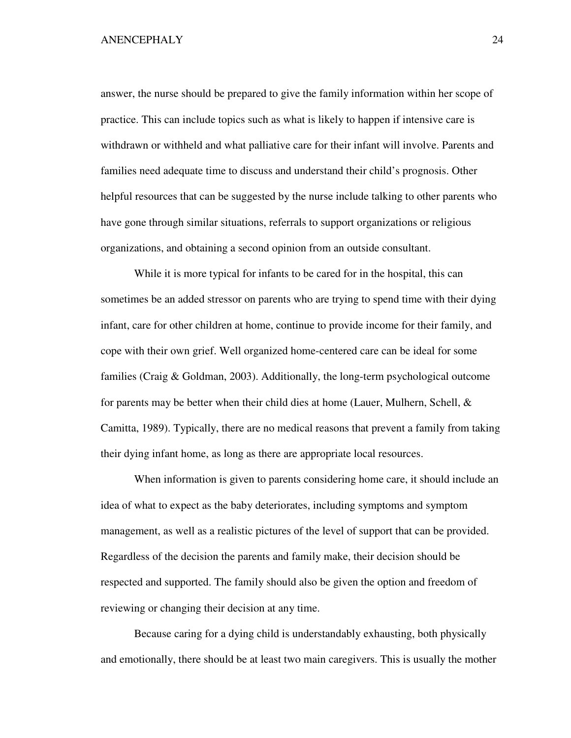answer, the nurse should be prepared to give the family information within her scope of practice. This can include topics such as what is likely to happen if intensive care is withdrawn or withheld and what palliative care for their infant will involve. Parents and families need adequate time to discuss and understand their child's prognosis. Other helpful resources that can be suggested by the nurse include talking to other parents who have gone through similar situations, referrals to support organizations or religious organizations, and obtaining a second opinion from an outside consultant.

While it is more typical for infants to be cared for in the hospital, this can sometimes be an added stressor on parents who are trying to spend time with their dying infant, care for other children at home, continue to provide income for their family, and cope with their own grief. Well organized home-centered care can be ideal for some families (Craig & Goldman, 2003). Additionally, the long-term psychological outcome for parents may be better when their child dies at home (Lauer, Mulhern, Schell, & Camitta, 1989). Typically, there are no medical reasons that prevent a family from taking their dying infant home, as long as there are appropriate local resources.

When information is given to parents considering home care, it should include an idea of what to expect as the baby deteriorates, including symptoms and symptom management, as well as a realistic pictures of the level of support that can be provided. Regardless of the decision the parents and family make, their decision should be respected and supported. The family should also be given the option and freedom of reviewing or changing their decision at any time.

Because caring for a dying child is understandably exhausting, both physically and emotionally, there should be at least two main caregivers. This is usually the mother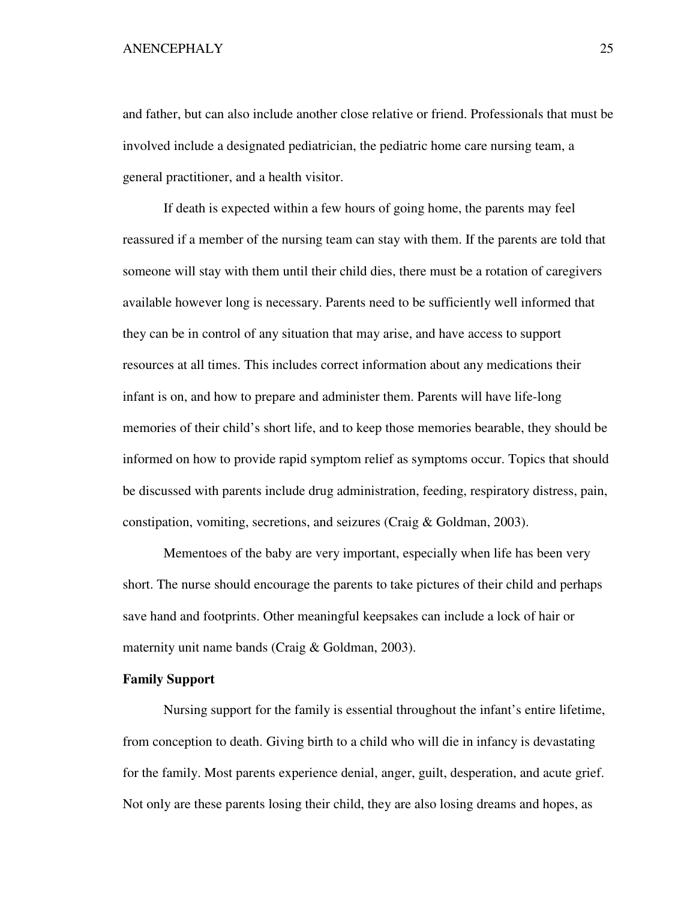and father, but can also include another close relative or friend. Professionals that must be involved include a designated pediatrician, the pediatric home care nursing team, a general practitioner, and a health visitor.

If death is expected within a few hours of going home, the parents may feel reassured if a member of the nursing team can stay with them. If the parents are told that someone will stay with them until their child dies, there must be a rotation of caregivers available however long is necessary. Parents need to be sufficiently well informed that they can be in control of any situation that may arise, and have access to support resources at all times. This includes correct information about any medications their infant is on, and how to prepare and administer them. Parents will have life-long memories of their child's short life, and to keep those memories bearable, they should be informed on how to provide rapid symptom relief as symptoms occur. Topics that should be discussed with parents include drug administration, feeding, respiratory distress, pain, constipation, vomiting, secretions, and seizures (Craig & Goldman, 2003).

Mementoes of the baby are very important, especially when life has been very short. The nurse should encourage the parents to take pictures of their child and perhaps save hand and footprints. Other meaningful keepsakes can include a lock of hair or maternity unit name bands (Craig & Goldman, 2003).

**Family Support**

Nursing support for the family is essential throughout the infant's entire lifetime, from conception to death. Giving birth to a child who will die in infancy is devastating for the family. Most parents experience denial, anger, guilt, desperation, and acute grief. Not only are these parents losing their child, they are also losing dreams and hopes, as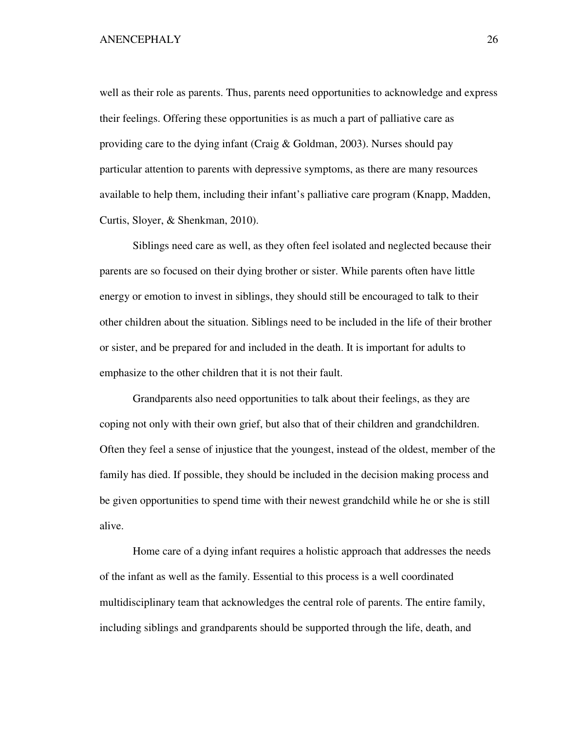well as their role as parents. Thus, parents need opportunities to acknowledge and express their feelings. Offering these opportunities is as much a part of palliative care as providing care to the dying infant (Craig & Goldman, 2003). Nurses should pay particular attention to parents with depressive symptoms, as there are many resources available to help them, including their infant's palliative care program (Knapp, Madden, Curtis, Sloyer, & Shenkman, 2010).

Siblings need care as well, as they often feel isolated and neglected because their parents are so focused on their dying brother or sister. While parents often have little energy or emotion to invest in siblings, they should still be encouraged to talk to their other children about the situation. Siblings need to be included in the life of their brother or sister, and be prepared for and included in the death. It is important for adults to emphasize to the other children that it is not their fault.

Grandparents also need opportunities to talk about their feelings, as they are coping not only with their own grief, but also that of their children and grandchildren. Often they feel a sense of injustice that the youngest, instead of the oldest, member of the family has died. If possible, they should be included in the decision making process and be given opportunities to spend time with their newest grandchild while he or she is still alive.

Home care of a dying infant requires a holistic approach that addresses the needs of the infant as well as the family. Essential to this process is a well coordinated multidisciplinary team that acknowledges the central role of parents. The entire family, including siblings and grandparents should be supported through the life, death, and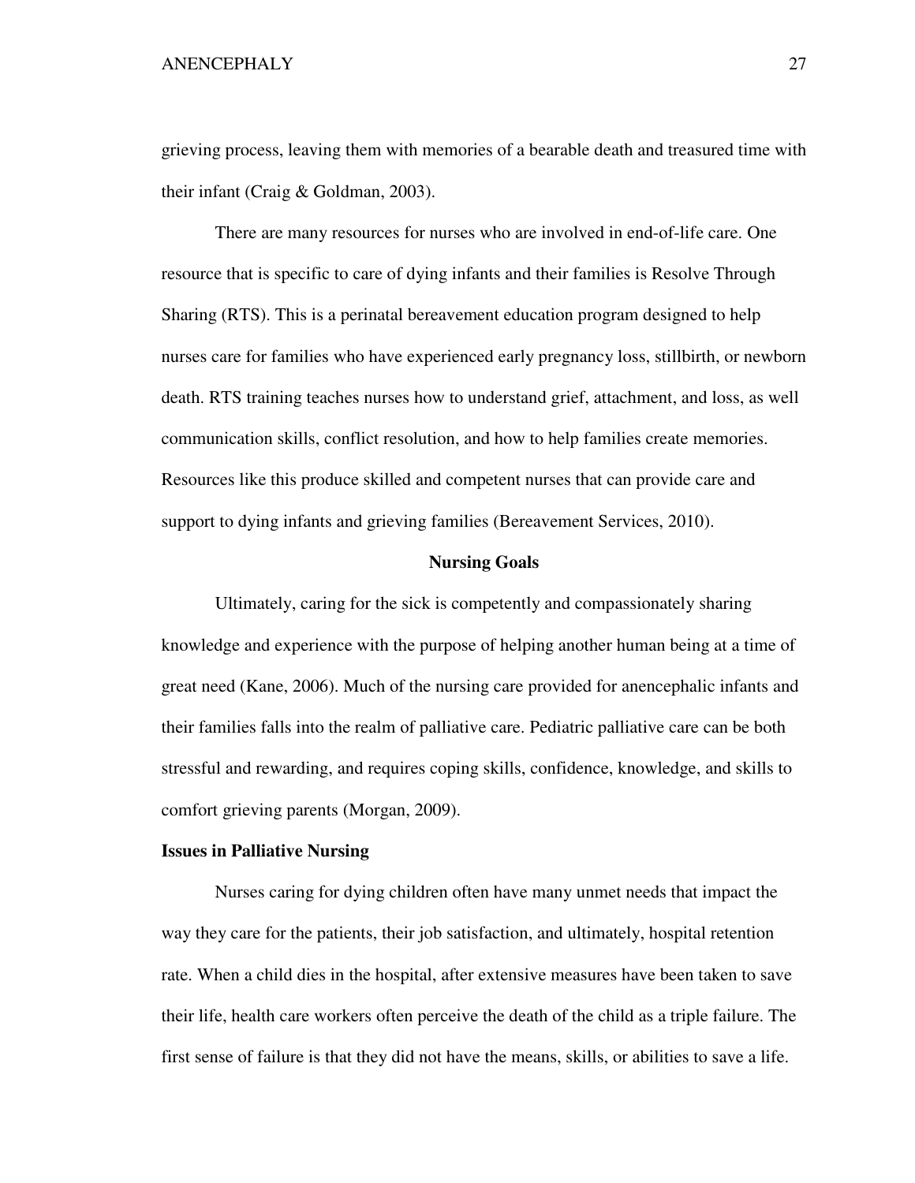grieving process, leaving them with memories of a bearable death and treasured time with their infant (Craig & Goldman, 2003).

There are many resources for nurses who are involved in end-of-life care. One resource that is specific to care of dying infants and their families is Resolve Through Sharing (RTS). This is a perinatal bereavement education program designed to help nurses care for families who have experienced early pregnancy loss, stillbirth, or newborn death. RTS training teaches nurses how to understand grief, attachment, and loss, as well communication skills, conflict resolution, and how to help families create memories. Resources like this produce skilled and competent nurses that can provide care and support to dying infants and grieving families (Bereavement Services, 2010).

## Nursing Goals

Ultimately, caring for the sick is competently and compassionately sharing knowledge and experience with the purpose of helping another human being at a time of great need (Kane, 2006). Much of the nursing care provided for anencephalic infants and their families falls into the realm of palliative care. Pediatric palliative care can be both stressful and rewarding, and requires coping skills, confidence, knowledge, and skills to comfort grieving parents (Morgan, 2009).

### Issues in Palliative Nursing

Nurses caring for dying children often have many unmet needs that impact the way they care for the patients, their job satisfaction, and ultimately, hospital retention rate. When a child dies in the hospital, after extensive measures have been taken to save their life, health care workers often perceive the death of the child as a triple failure. The first sense of failure is that they did not have the means, skills, or abilities to save a life.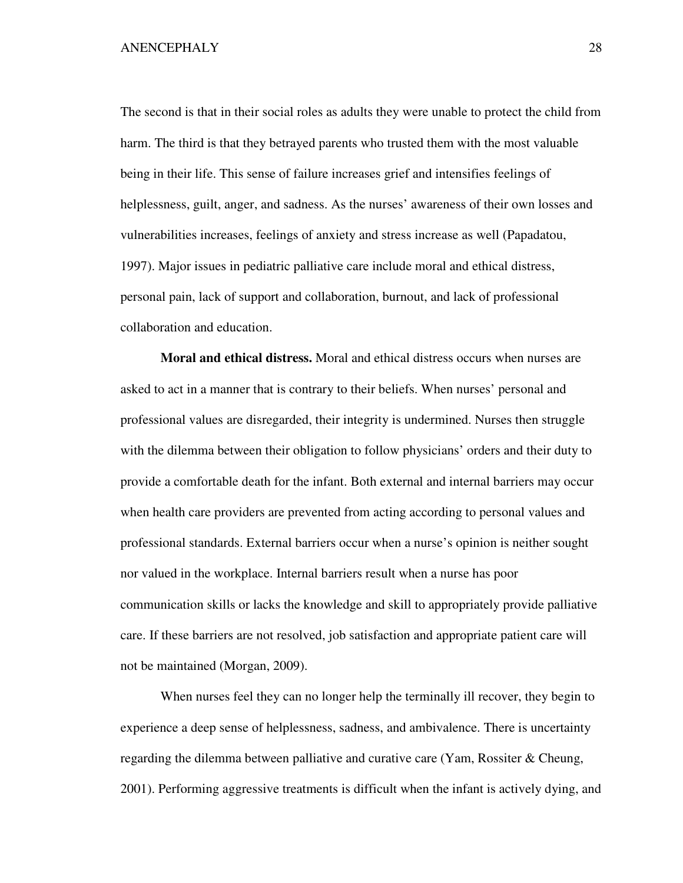The second is that in their social roles as adults they were unable to protect the child from harm. The third is that they betrayed parents who trusted them with the most valuable being in their life. This sense of failure increases grief and intensifies feelings of helplessness, guilt, anger, and sadness. As the nurses' awareness of their own losses and vulnerabilities increases, feelings of anxiety and stress increase as well (Papadatou, 1997). Major issues in pediatric palliative care include moral and ethical distress, personal pain, lack of support and collaboration, burnout, and lack of professional collaboration and education.

**Moral and ethical distress.** Moral and ethical distress occurs when nurses are asked to act in a manner that is contrary to their beliefs. When nurses' personal and professional values are disregarded, their integrity is undermined. Nurses then struggle with the dilemma between their obligation to follow physicians' orders and their duty to provide a comfortable death for the infant. Both external and internal barriers may occur when health care providers are prevented from acting according to personal values and professional standards. External barriers occur when a nurse's opinion is neither sought nor valued in the workplace. Internal barriers result when a nurse has poor communication skills or lacks the knowledge and skill to appropriately provide palliative care. If these barriers are not resolved, job satisfaction and appropriate patient care will not be maintained (Morgan, 2009).

When nurses feel they can no longer help the terminally ill recover, they begin to experience a deep sense of helplessness, sadness, and ambivalence. There is uncertainty regarding the dilemma between palliative and curative care (Yam, Rossiter & Cheung, 2001). Performing aggressive treatments is difficult when the infant is actively dying, and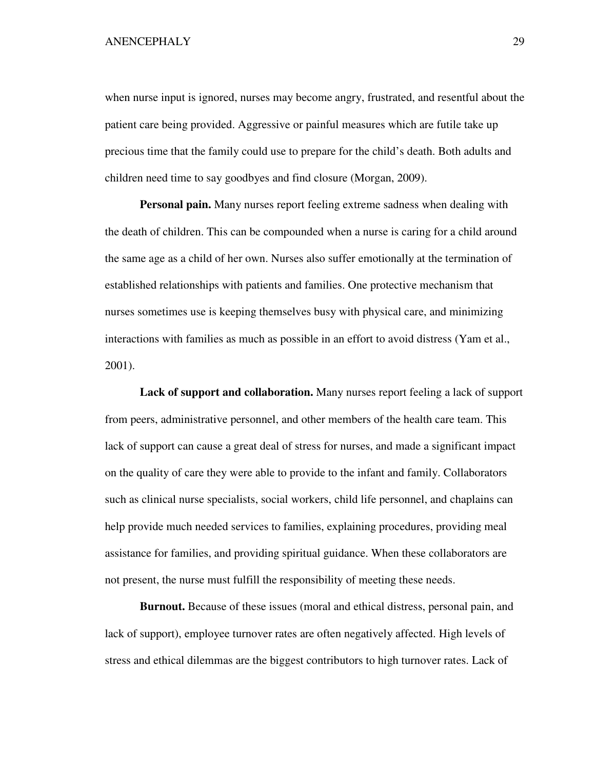when nurse input is ignored, nurses may become angry, frustrated, and resentful about the patient care being provided. Aggressive or painful measures which are futile take up precious time that the family could use to prepare for the child's death. Both adults and children need time to say goodbyes and find closure (Morgan, 2009).

**Personal pain.** Many nurses report feeling extreme sadness when dealing with the death of children. This can be compounded when a nurse is caring for a child around the same age as a child of her own. Nurses also suffer emotionally at the termination of established relationships with patients and families. One protective mechanism that nurses sometimes use is keeping themselves busy with physical care, and minimizing interactions with families as much as possible in an effort to avoid distress (Yam et al., 2001).

**Lack of support and collaboration.** Many nurses report feeling a lack of support from peers, administrative personnel, and other members of the health care team. This lack of support can cause a great deal of stress for nurses, and made a significant impact on the quality of care they were able to provide to the infant and family. Collaborators such as clinical nurse specialists, social workers, child life personnel, and chaplains can help provide much needed services to families, explaining procedures, providing meal assistance for families, and providing spiritual guidance. When these collaborators are not present, the nurse must fulfill the responsibility of meeting these needs.

**Burnout.** Because of these issues (moral and ethical distress, personal pain, and lack of support), employee turnover rates are often negatively affected. High levels of stress and ethical dilemmas are the biggest contributors to high turnover rates. Lack of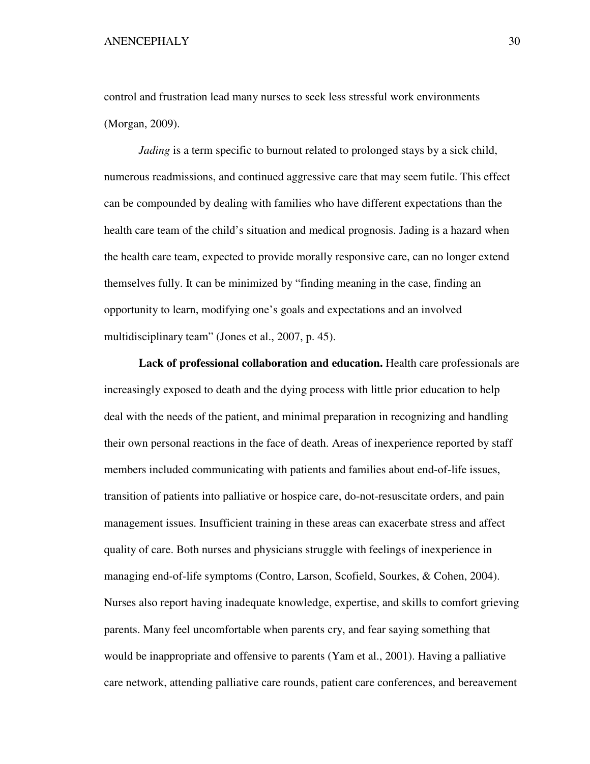control and frustration lead many nurses to seek less stressful work environments (Morgan, 2009).

*Jading* is a term specific to burnout related to prolonged stays by a sick child, numerous readmissions, and continued aggressive care that may seem futile. This effect can be compounded by dealing with families who have different expectations than the health care team of the child's situation and medical prognosis. Jading is a hazard when the health care team, expected to provide morally responsive care, can no longer extend themselves fully. It can be minimized by "finding meaning in the case, finding an opportunity to learn, modifying one's goals and expectations and an involved multidisciplinary team" (Jones et al., 2007, p. 45).

**Lack of professional collaboration and education.** Health care professionals are increasingly exposed to death and the dying process with little prior education to help deal with the needs of the patient, and minimal preparation in recognizing and handling their own personal reactions in the face of death. Areas of inexperience reported by staff members included communicating with patients and families about end-of-life issues, transition of patients into palliative or hospice care, do-not-resuscitate orders, and pain management issues. Insufficient training in these areas can exacerbate stress and affect quality of care. Both nurses and physicians struggle with feelings of inexperience in managing end-of-life symptoms (Contro, Larson, Scofield, Sourkes, & Cohen, 2004). Nurses also report having inadequate knowledge, expertise, and skills to comfort grieving parents. Many feel uncomfortable when parents cry, and fear saying something that would be inappropriate and offensive to parents (Yam et al., 2001). Having a palliative care network, attending palliative care rounds, patient care conferences, and bereavement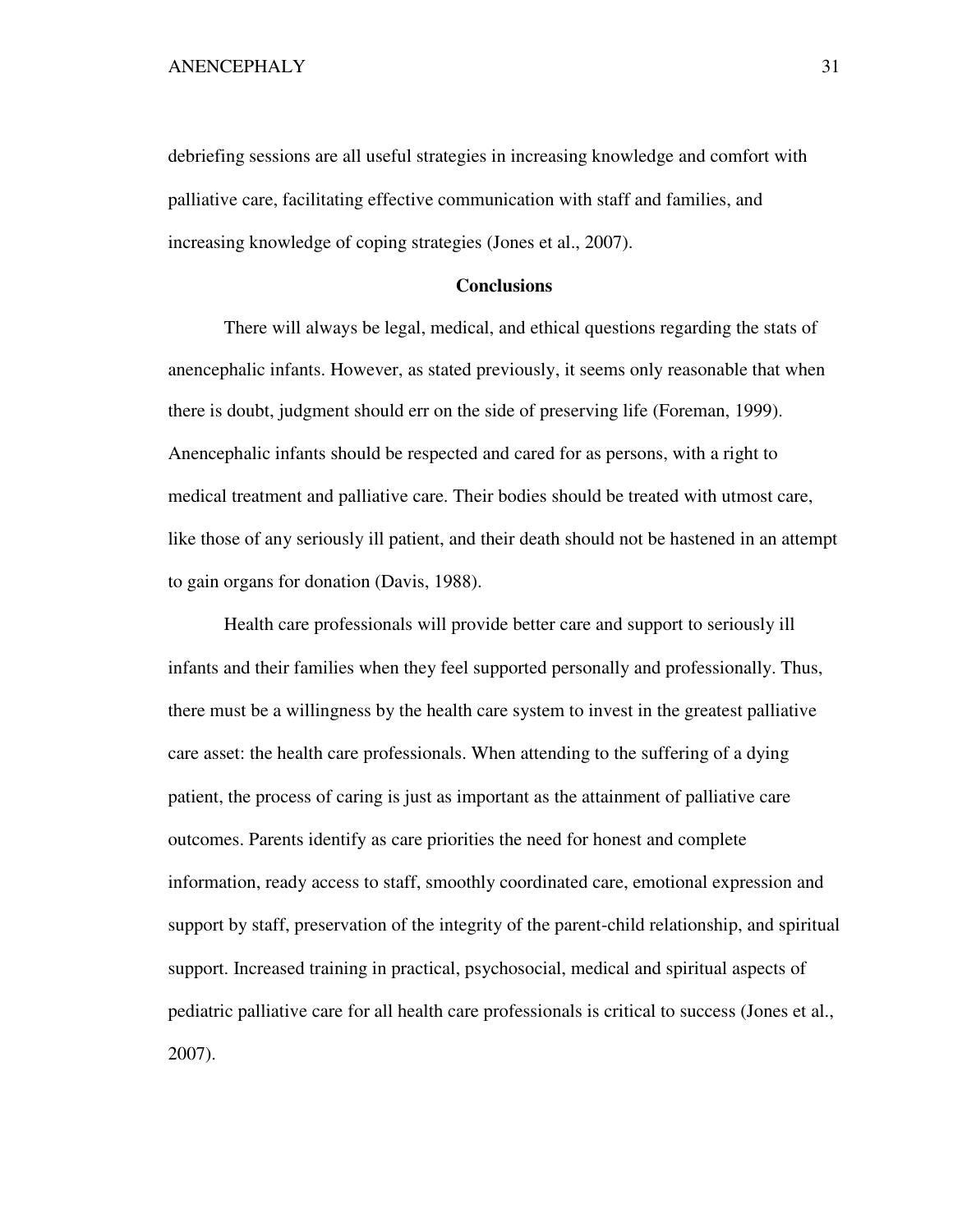debriefing sessions are all useful strategies in increasing knowledge and comfort with palliative care, facilitating effective communication with staff and families, and increasing knowledge of coping strategies (Jones et al., 2007).

## Conclusions

There will always be legal, medical, and ethical questions regarding the stats of anencephalic infants. However, as stated previously, it seems only reasonable that when there is doubt, judgment should err on the side of preserving life (Foreman, 1999). Anencephalic infants should be respected and cared for as persons, with a right to medical treatment and palliative care. Their bodies should be treated with utmost care, like those of any seriously ill patient, and their death should not be hastened in an attempt to gain organs for donation (Davis, 1988).

Health care professionals will provide better care and support to seriously ill infants and their families when they feel supported personally and professionally. Thus, there must be a willingness by the health care system to invest in the greatest palliative care asset: the health care professionals. When attending to the suffering of a dying patient, the process of caring is just as important as the attainment of palliative care outcomes. Parents identify as care priorities the need for honest and complete information, ready access to staff, smoothly coordinated care, emotional expression and support by staff, preservation of the integrity of the parent-child relationship, and spiritual support. Increased training in practical, psychosocial, medical and spiritual aspects of pediatric palliative care for all health care professionals is critical to success (Jones et al., 2007).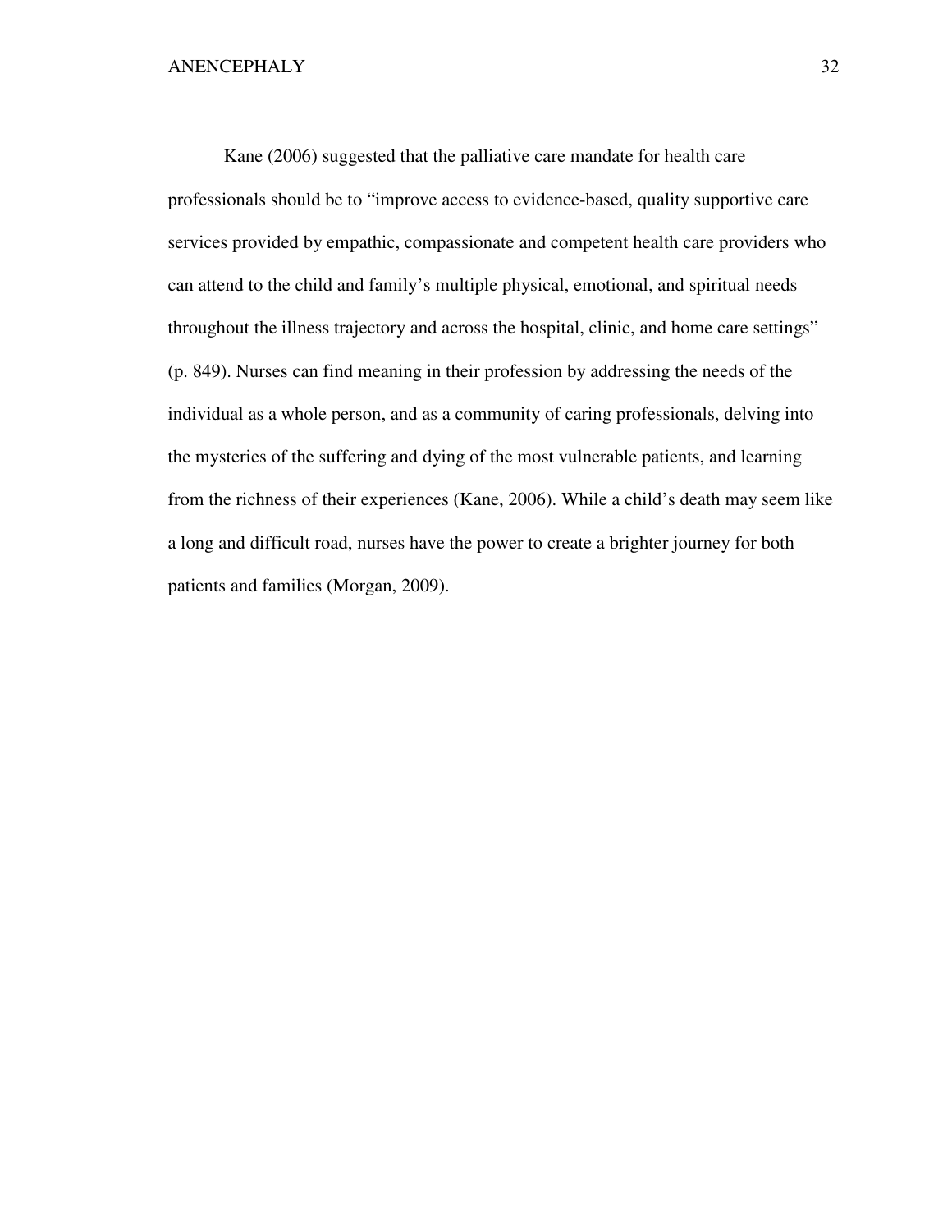Kane (2006) suggested that the palliative care mandate for health care professionals should be to "improve access to evidence-based, quality supportive care services provided by empathic, compassionate and competent health care providers who can attend to the child and family's multiple physical, emotional, and spiritual needs throughout the illness trajectory and across the hospital, clinic, and home care settings" (p. 849). Nurses can find meaning in their profession by addressing the needs of the individual as a whole person, and as a community of caring professionals, delving into the mysteries of the suffering and dying of the most vulnerable patients, and learning from the richness of their experiences (Kane, 2006). While a child's death may seem like a long and difficult road, nurses have the power to create a brighter journey for both patients and families (Morgan, 2009).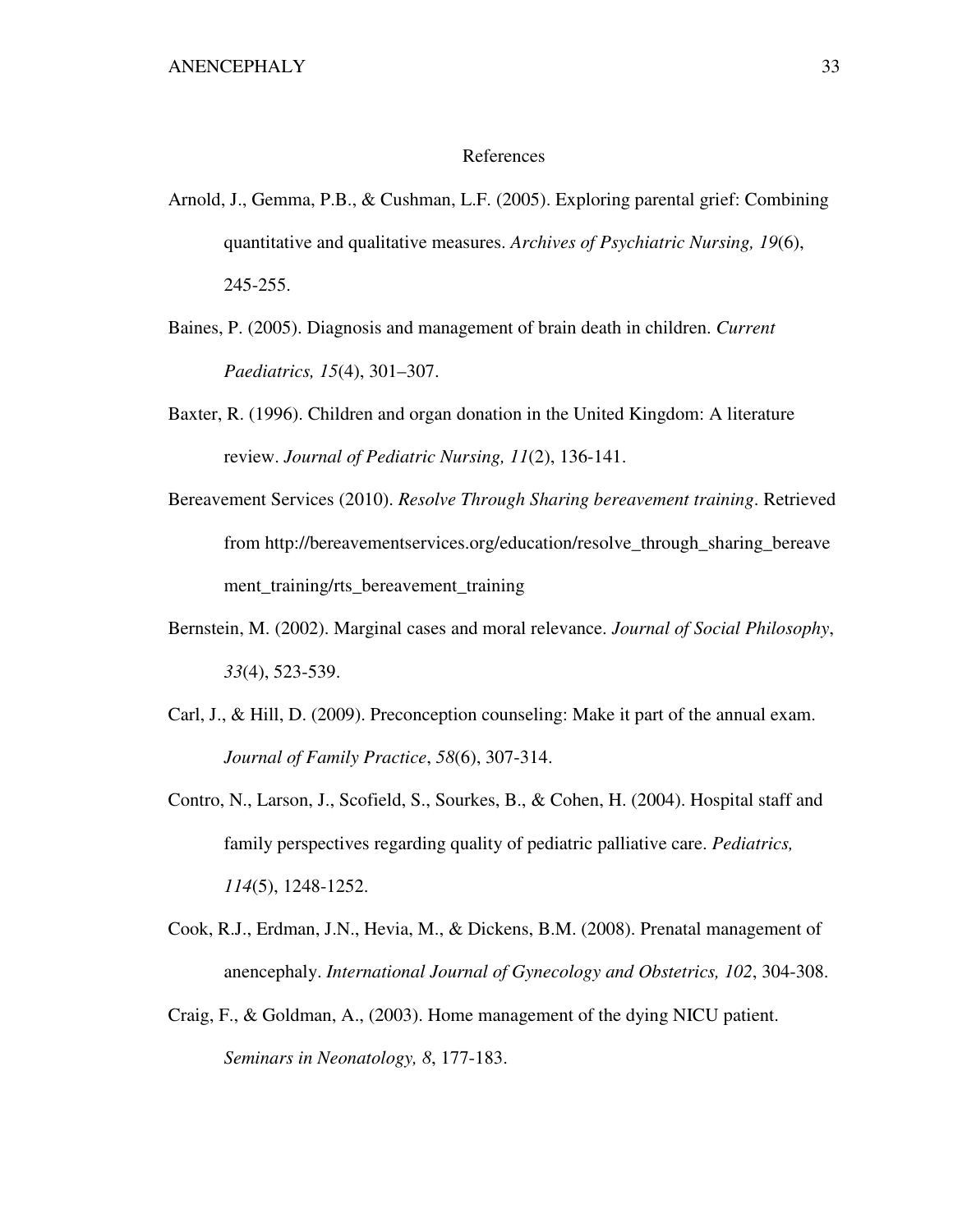# References

Arnold, J., Gemma, P.B., & Cushman, L.F. (2005). Exploring parental grief: Combining quantitative and qualitative measures. *Archives of Psychiatric Nursing, 19*(6), 245-255.

Baines, P. (2005). Diagnosis and management of brain death in children. *Current Paediatrics, 15*(4), 301–307.

Baxter, R. (1996). Children and organ donation in the United Kingdom: A literature review. *Journal of Pediatric Nursing, 11*(2), 136-141.

Bereavement Services (2010). *Resolve Through Sharing bereavement training*. Retrieved from http://bereavementservices.org/education/resolve_through_sharing_bereavement_training/rts_bereavement_training

Bernstein, M. (2002). Marginal cases and moral relevance. *Journal of Social Philosophy*, *33*(4), 523-539.

Carl, J., & Hill, D. (2009). Preconception counseling: Make it part of the annual exam. *Journal of Family Practice*, *58*(6), 307-314.

Contro, N., Larson, J., Scofield, S., Sourkes, B., & Cohen, H. (2004). Hospital staff and family perspectives regarding quality of pediatric palliative care. *Pediatrics, 114*(5), 1248-1252.

Cook, R.J., Erdman, J.N., Hevia, M., & Dickens, B.M. (2008). Prenatal management of anencephaly. *International Journal of Gynecology and Obstetrics, 102*, 304-308.

Craig, F., & Goldman, A., (2003). Home management of the dying NICU patient. *Seminars in Neonatology, 8*, 177-183.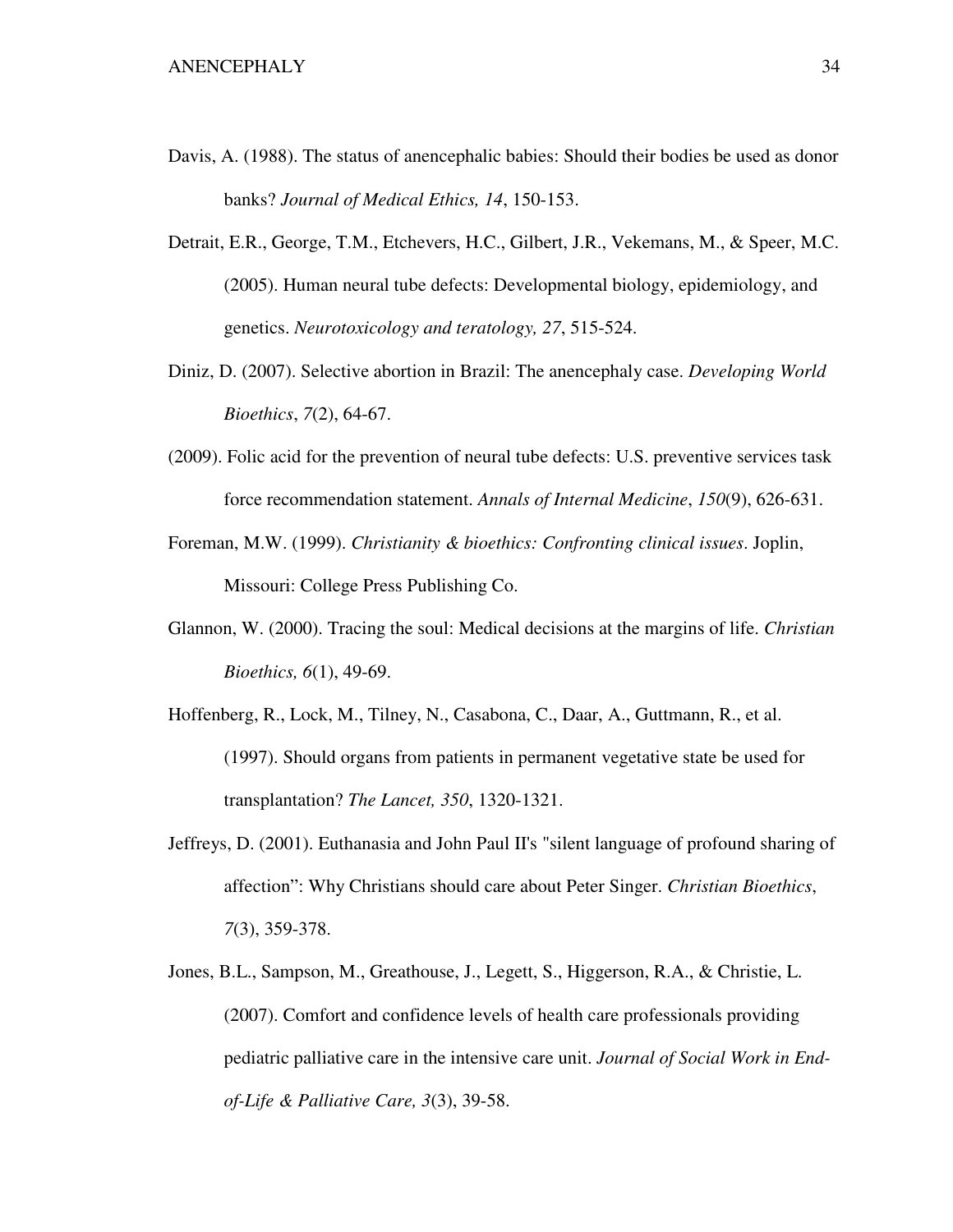Davis, A. (1988). The status of anencephalic babies: Should their bodies be used as donor banks? *Journal of Medical Ethics, 14*, 150-153.

Detrait, E.R., George, T.M., Etchevers, H.C., Gilbert, J.R., Vekemans, M., & Speer, M.C. (2005). Human neural tube defects: Developmental biology, epidemiology, and genetics. *Neurotoxicology and teratology, 27*, 515-524.

Diniz, D. (2007). Selective abortion in Brazil: The anencephaly case. *Developing World Bioethics*, *7*(2), 64-67.

(2009). Folic acid for the prevention of neural tube defects: U.S. preventive services task force recommendation statement. *Annals of Internal Medicine*, *150*(9), 626-631.

Foreman, M.W. (1999). *Christianity & bioethics: Confronting clinical issues*. Joplin, Missouri: College Press Publishing Co.

Glannon, W. (2000). Tracing the soul: Medical decisions at the margins of life. *Christian Bioethics, 6*(1), 49-69.

Hoffenberg, R., Lock, M., Tilney, N., Casabona, C., Daar, A., Guttmann, R., et al. (1997). Should organs from patients in permanent vegetative state be used for transplantation? *The Lancet, 350*, 1320-1321.

Jeffreys, D. (2001). Euthanasia and John Paul II's "silent language of profound sharing of affection": Why Christians should care about Peter Singer. *Christian Bioethics*, *7*(3), 359-378.

Jones, B.L., Sampson, M., Greathouse, J., Legett, S., Higgerson, R.A., & Christie, L. (2007). Comfort and confidence levels of health care professionals providing pediatric palliative care in the intensive care unit. *Journal of Social Work in End-of-Life & Palliative Care, 3*(3), 39-58.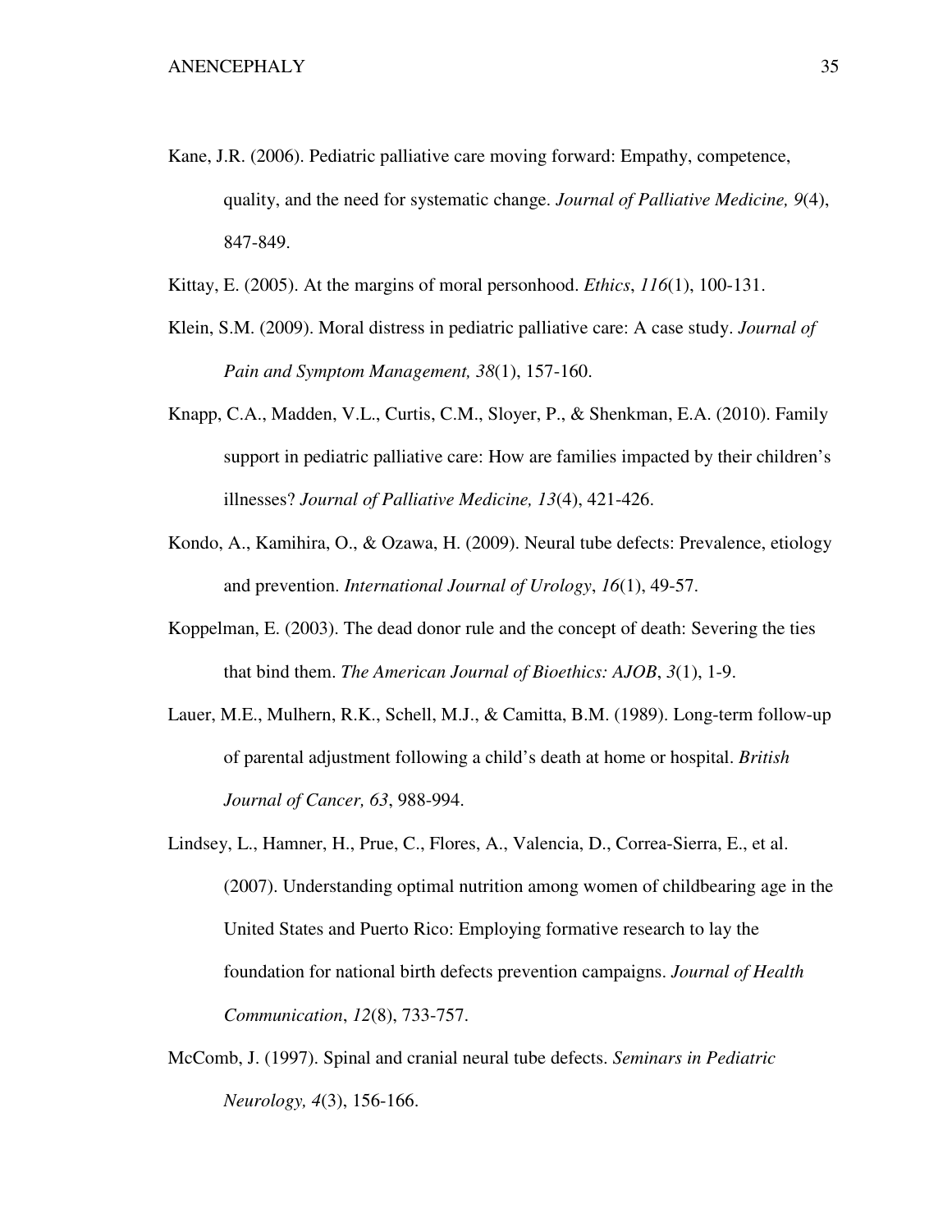Kane, J.R. (2006). Pediatric palliative care moving forward: Empathy, competence, quality, and the need for systematic change. *Journal of Palliative Medicine, 9*(4), 847-849.

Kittay, E. (2005). At the margins of moral personhood. *Ethics*, *116*(1), 100-131.

Klein, S.M. (2009). Moral distress in pediatric palliative care: A case study. *Journal of Pain and Symptom Management, 38*(1), 157-160.

Knapp, C.A., Madden, V.L., Curtis, C.M., Sloyer, P., & Shenkman, E.A. (2010). Family support in pediatric palliative care: How are families impacted by their children's illnesses? *Journal of Palliative Medicine, 13*(4), 421-426.

Kondo, A., Kamihira, O., & Ozawa, H. (2009). Neural tube defects: Prevalence, etiology and prevention. *International Journal of Urology*, *16*(1), 49-57.

Koppelman, E. (2003). The dead donor rule and the concept of death: Severing the ties that bind them. *The American Journal of Bioethics: AJOB*, *3*(1), 1-9.

Lauer, M.E., Mulhern, R.K., Schell, M.J., & Camitta, B.M. (1989). Long-term follow-up of parental adjustment following a child's death at home or hospital. *British Journal of Cancer, 63*, 988-994.

Lindsey, L., Hamner, H., Prue, C., Flores, A., Valencia, D., Correa-Sierra, E., et al. (2007). Understanding optimal nutrition among women of childbearing age in the United States and Puerto Rico: Employing formative research to lay the foundation for national birth defects prevention campaigns. *Journal of Health Communication*, *12*(8), 733-757.

McComb, J. (1997). Spinal and cranial neural tube defects. *Seminars in Pediatric Neurology, 4*(3), 156-166.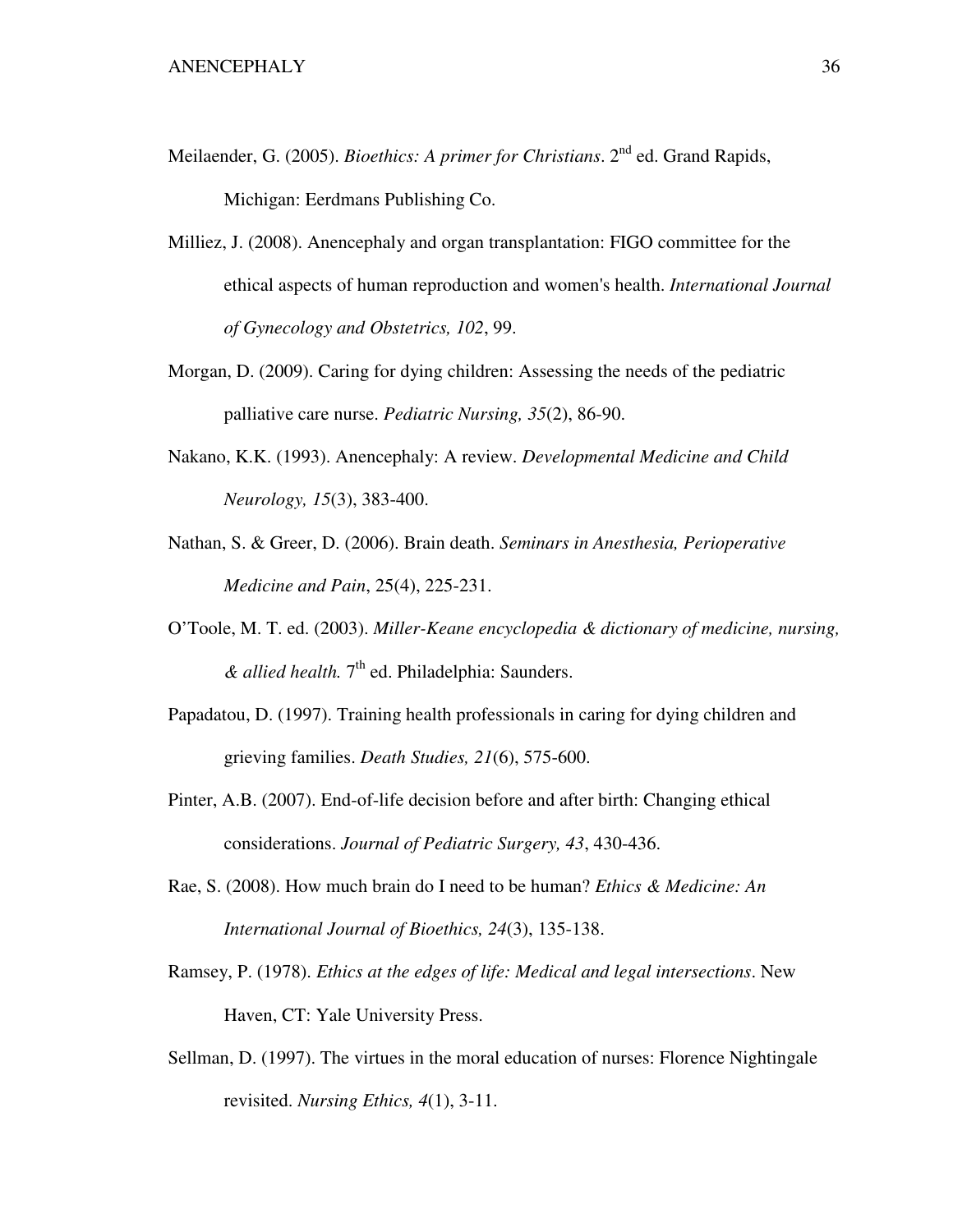Meilaender, G. (2005). *Bioethics: A primer for Christians*. 2nd ed. Grand Rapids, Michigan: Eerdmans Publishing Co.

Milliez, J. (2008). Anencephaly and organ transplantation: FIGO committee for the ethical aspects of human reproduction and women's health. *International Journal of Gynecology and Obstetrics, 102*, 99.

Morgan, D. (2009). Caring for dying children: Assessing the needs of the pediatric palliative care nurse. *Pediatric Nursing, 35*(2), 86-90.

Nakano, K.K. (1993). Anencephaly: A review. *Developmental Medicine and Child Neurology, 15*(3), 383-400.

Nathan, S. & Greer, D. (2006). Brain death. *Seminars in Anesthesia, Perioperative Medicine and Pain*, 25(4), 225-231.

O'Toole, M. T. ed. (2003). *Miller-Keane encyclopedia & dictionary of medicine, nursing, & allied health.* 7th ed. Philadelphia: Saunders.

Papadatou, D. (1997). Training health professionals in caring for dying children and grieving families. *Death Studies, 21*(6), 575-600.

Pinter, A.B. (2007). End-of-life decision before and after birth: Changing ethical considerations. *Journal of Pediatric Surgery, 43*, 430-436.

Rae, S. (2008). How much brain do I need to be human? *Ethics & Medicine: An International Journal of Bioethics, 24*(3), 135-138.

Ramsey, P. (1978). *Ethics at the edges of life: Medical and legal intersections*. New Haven, CT: Yale University Press.

Sellman, D. (1997). The virtues in the moral education of nurses: Florence Nightingale revisited. *Nursing Ethics, 4*(1), 3-11.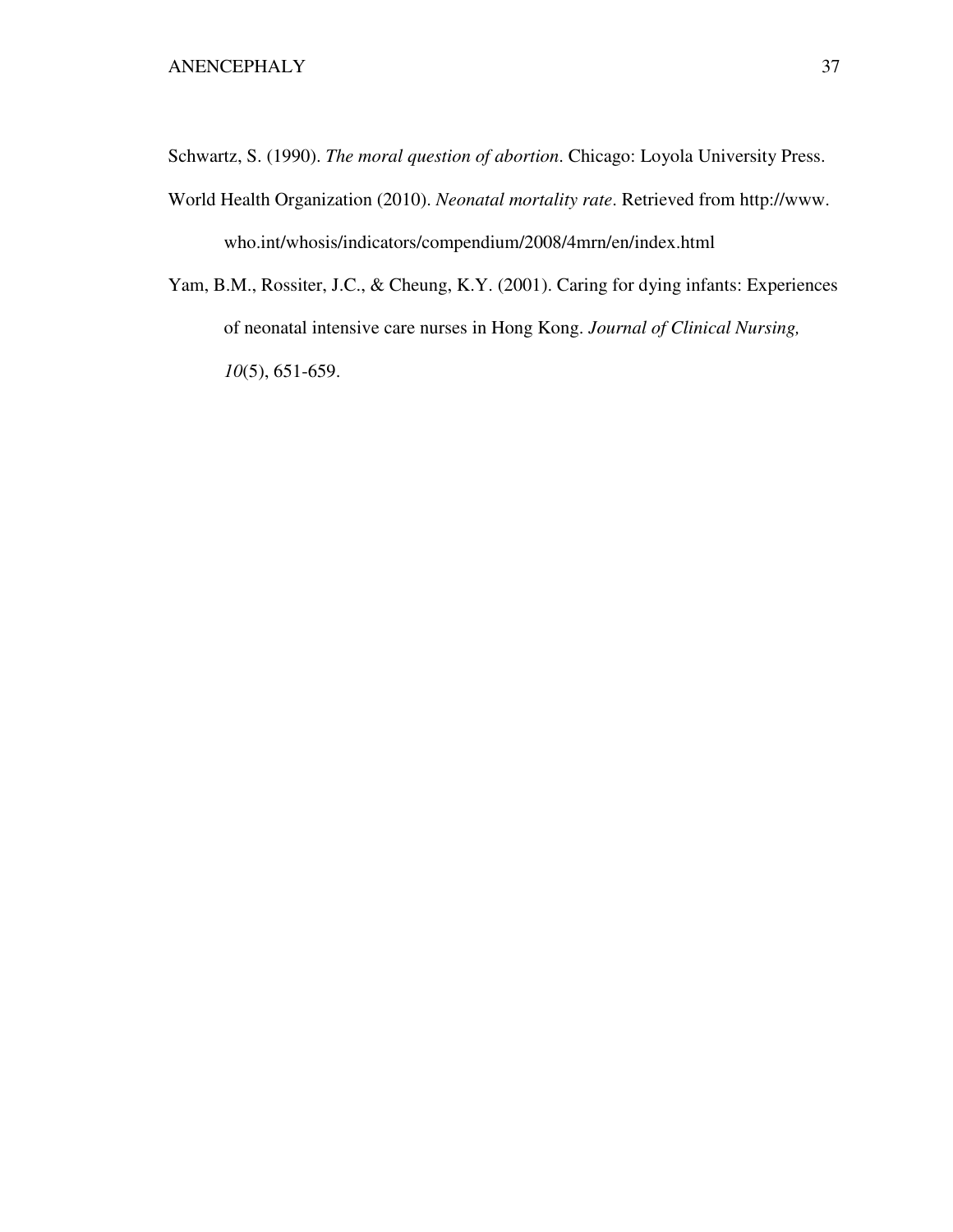Schwartz, S. (1990). *The moral question of abortion*. Chicago: Loyola University Press.

World Health Organization (2010). *Neonatal mortality rate*. Retrieved from http://www.who.int/whosis/indicators/compendium/2008/4mrn/en/index.html

Yam, B.M., Rossiter, J.C., & Cheung, K.Y. (2001). Caring for dying infants: Experiences of neonatal intensive care nurses in Hong Kong. *Journal of Clinical Nursing, 10*(5), 651-659.